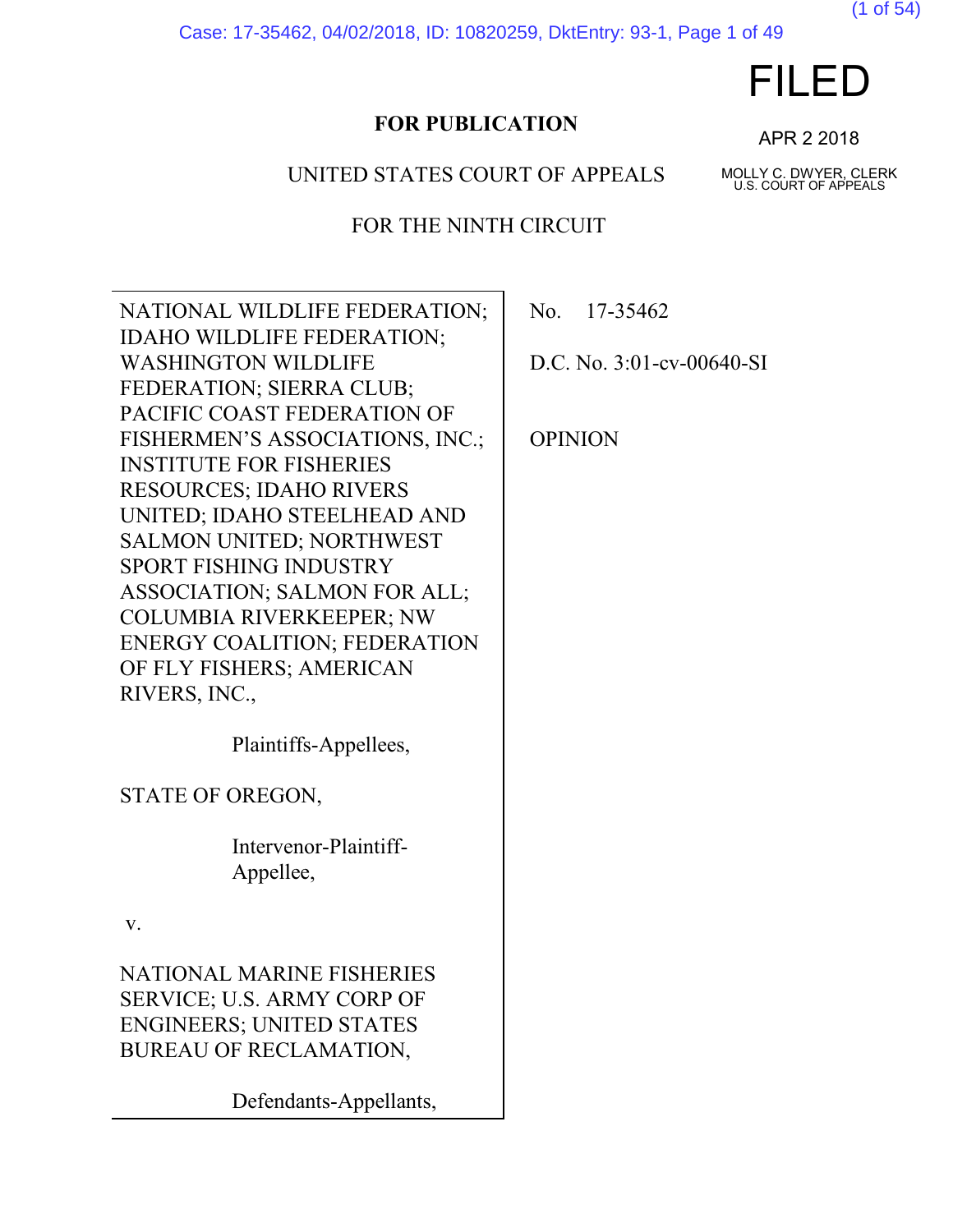**FOR PUBLICATION**

FILED

APR 2 2018

MOLLY C. DWYER, CLERK
U.S. COURT OF APPEALS

UNITED STATES COURT OF APPEALS

FOR THE NINTH CIRCUIT

| | |
|---|---|
| NATIONAL WILDLIFE FEDERATION; IDAHO WILDLIFE FEDERATION; WASHINGTON WILDLIFE FEDERATION; SIERRA CLUB; PACIFIC COAST FEDERATION OF FISHERMEN'S ASSOCIATIONS, INC.; INSTITUTE FOR FISHERIES RESOURCES; IDAHO RIVERS UNITED; IDAHO STEELHEAD AND SALMON UNITED; NORTHWEST SPORT FISHING INDUSTRY ASSOCIATION; SALMON FOR ALL; COLUMBIA RIVERKEEPER; NW ENERGY COALITION; FEDERATION OF FLY FISHERS; AMERICAN RIVERS, INC.,<br><br>Plaintiffs-Appellees,<br><br>STATE OF OREGON,<br><br>Intervenor-Plaintiff-Appellee,<br><br>v.<br><br>NATIONAL MARINE FISHERIES SERVICE; U.S. ARMY CORP OF ENGINEERS; UNITED STATES BUREAU OF RECLAMATION,<br><br>Defendants-Appellants, | No. 17-35462<br><br>D.C. No. 3:01-cv-00640-SI<br><br>OPINION |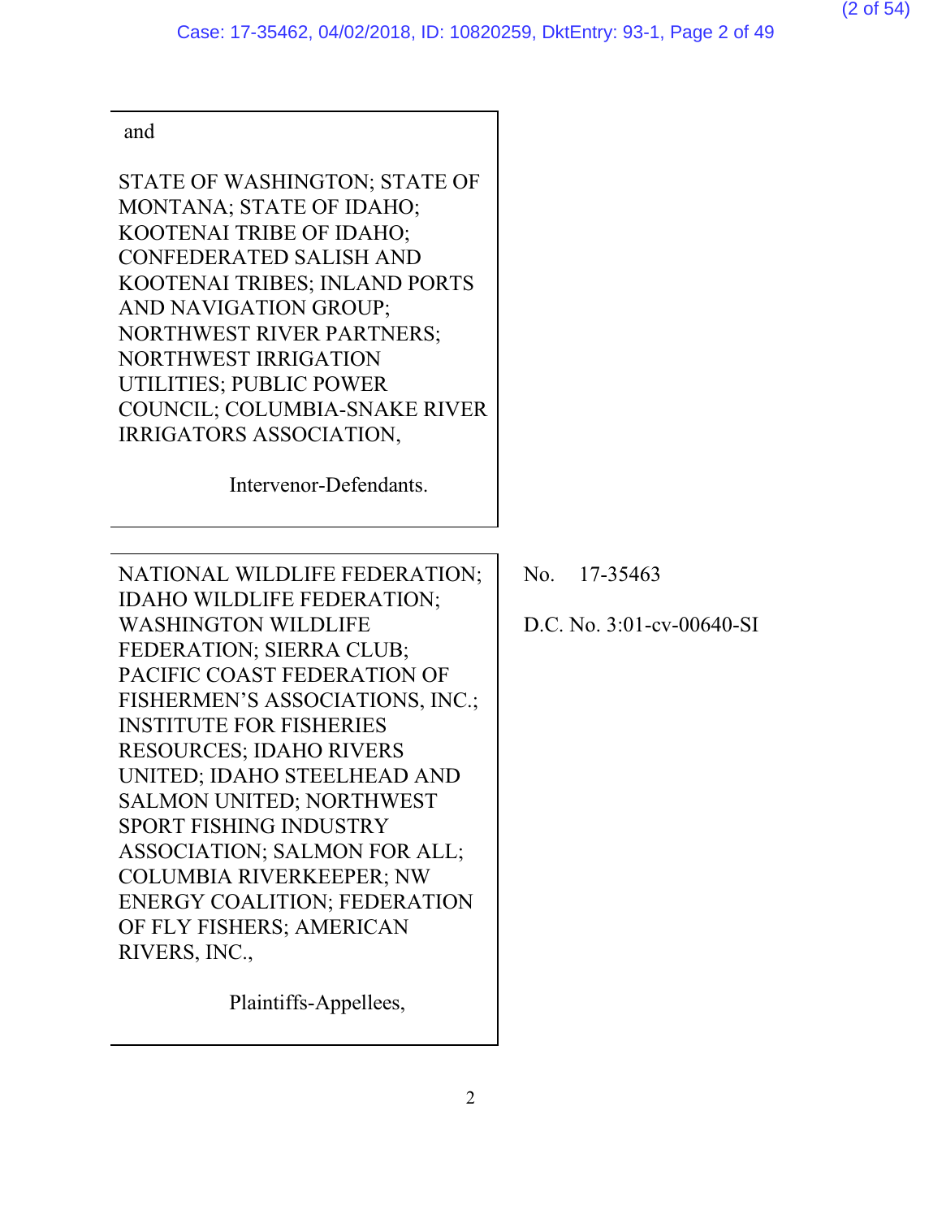and

STATE OF WASHINGTON; STATE OF MONTANA; STATE OF IDAHO; KOOTENAI TRIBE OF IDAHO; CONFEDERATED SALISH AND KOOTENAI TRIBES; INLAND PORTS AND NAVIGATION GROUP; NORTHWEST RIVER PARTNERS; NORTHWEST IRRIGATION UTILITIES; PUBLIC POWER COUNCIL; COLUMBIA-SNAKE RIVER IRRIGATORS ASSOCIATION,

Intervenor-Defendants.

---

NATIONAL WILDLIFE FEDERATION; IDAHO WILDLIFE FEDERATION; WASHINGTON WILDLIFE FEDERATION; SIERRA CLUB; PACIFIC COAST FEDERATION OF FISHERMEN'S ASSOCIATIONS, INC.; INSTITUTE FOR FISHERIES RESOURCES; IDAHO RIVERS UNITED; IDAHO STEELHEAD AND SALMON UNITED; NORTHWEST SPORT FISHING INDUSTRY ASSOCIATION; SALMON FOR ALL; COLUMBIA RIVERKEEPER; NW ENERGY COALITION; FEDERATION OF FLY FISHERS; AMERICAN RIVERS, INC.,

Plaintiffs-Appellees,

No. 17-35463

D.C. No. 3:01-cv-00640-SI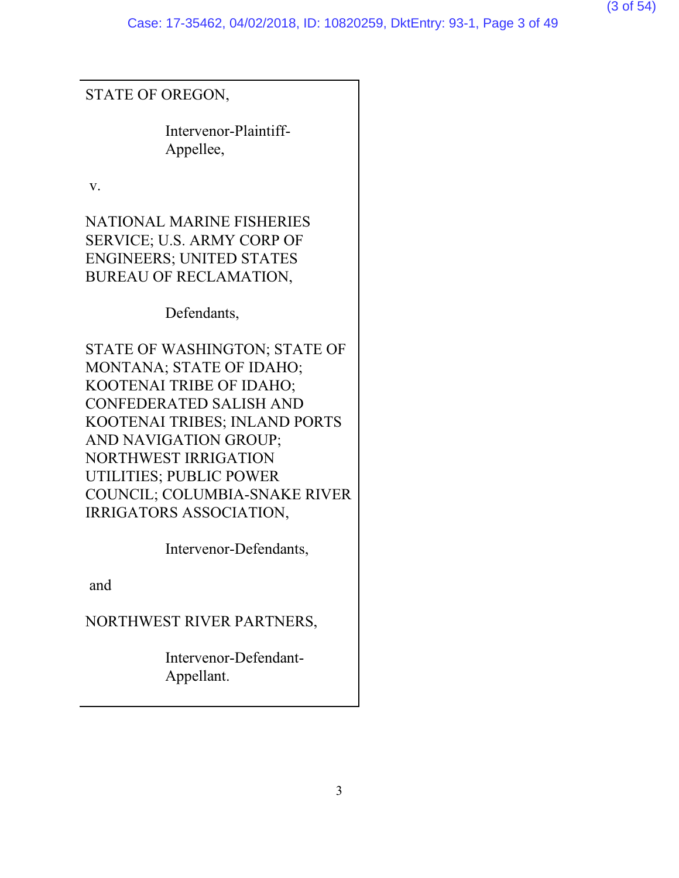STATE OF OREGON,

Intervenor-Plaintiff-Appellee,

v.

NATIONAL MARINE FISHERIES SERVICE; U.S. ARMY CORP OF ENGINEERS; UNITED STATES BUREAU OF RECLAMATION,

Defendants,

STATE OF WASHINGTON; STATE OF MONTANA; STATE OF IDAHO; KOOTENAI TRIBE OF IDAHO; CONFEDERATED SALISH AND KOOTENAI TRIBES; INLAND PORTS AND NAVIGATION GROUP; NORTHWEST IRRIGATION UTILITIES; PUBLIC POWER COUNCIL; COLUMBIA-SNAKE RIVER IRRIGATORS ASSOCIATION,

Intervenor-Defendants,

and

NORTHWEST RIVER PARTNERS,

Intervenor-Defendant-Appellant.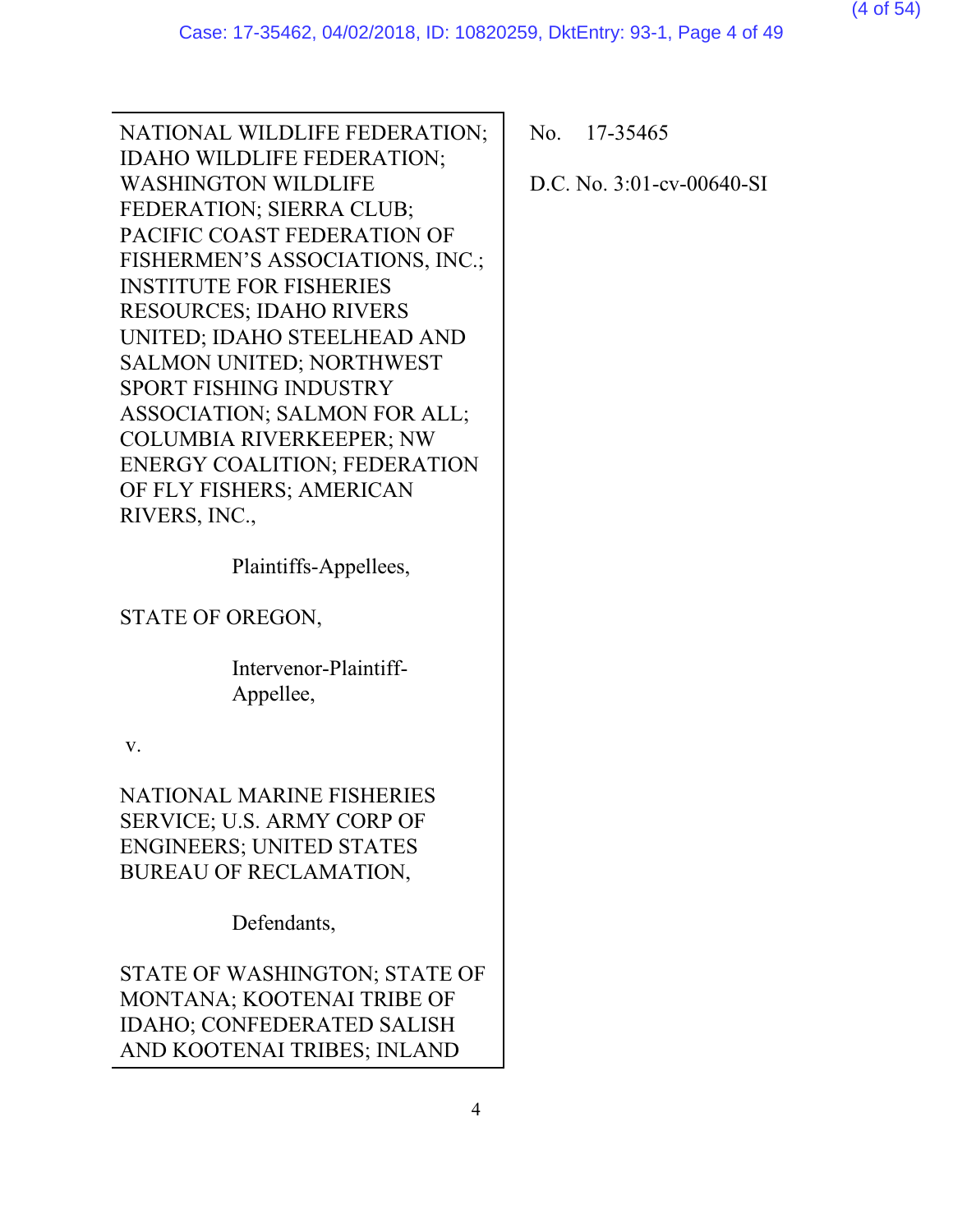NATIONAL WILDLIFE FEDERATION; IDAHO WILDLIFE FEDERATION; WASHINGTON WILDLIFE FEDERATION; SIERRA CLUB; PACIFIC COAST FEDERATION OF FISHERMEN'S ASSOCIATIONS, INC.; INSTITUTE FOR FISHERIES RESOURCES; IDAHO RIVERS UNITED; IDAHO STEELHEAD AND SALMON UNITED; NORTHWEST SPORT FISHING INDUSTRY ASSOCIATION; SALMON FOR ALL; COLUMBIA RIVERKEEPER; NW ENERGY COALITION; FEDERATION OF FLY FISHERS; AMERICAN RIVERS, INC.,

Plaintiffs-Appellees,

STATE OF OREGON,

Intervenor-Plaintiff-Appellee,

v.

NATIONAL MARINE FISHERIES SERVICE; U.S. ARMY CORP OF ENGINEERS; UNITED STATES BUREAU OF RECLAMATION,

Defendants,

STATE OF WASHINGTON; STATE OF MONTANA; KOOTENAI TRIBE OF IDAHO; CONFEDERATED SALISH AND KOOTENAI TRIBES; INLAND

No. 17-35465

D.C. No. 3:01-cv-00640-SI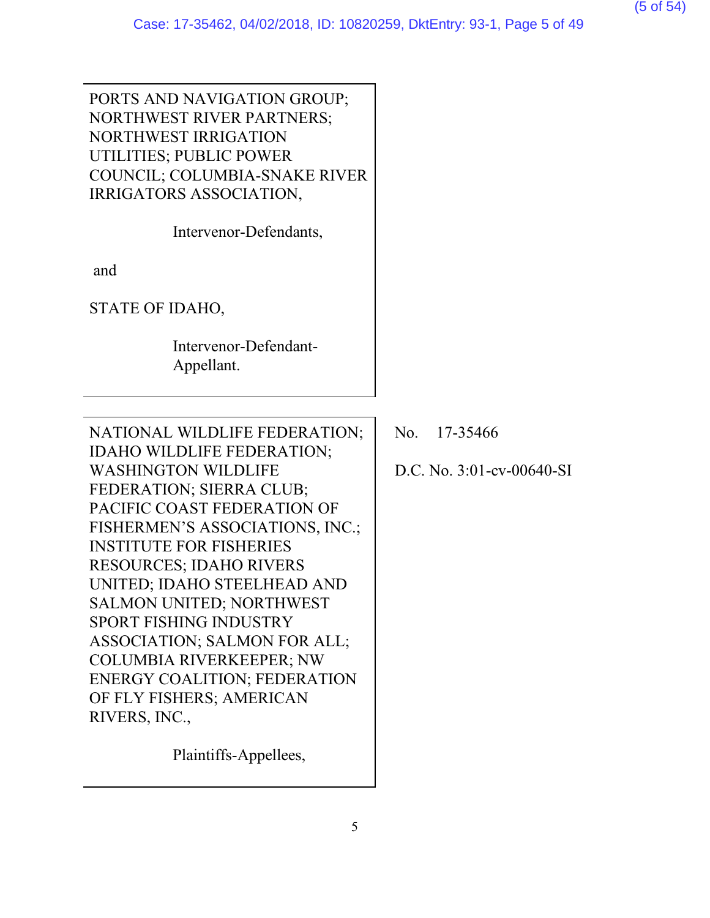PORTS AND NAVIGATION GROUP; NORTHWEST RIVER PARTNERS; NORTHWEST IRRIGATION UTILITIES; PUBLIC POWER COUNCIL; COLUMBIA-SNAKE RIVER IRRIGATORS ASSOCIATION,

Intervenor-Defendants,

and

STATE OF IDAHO,

Intervenor-Defendant-Appellant.

---

NATIONAL WILDLIFE FEDERATION; IDAHO WILDLIFE FEDERATION; WASHINGTON WILDLIFE FEDERATION; SIERRA CLUB; PACIFIC COAST FEDERATION OF FISHERMEN'S ASSOCIATIONS, INC.; INSTITUTE FOR FISHERIES RESOURCES; IDAHO RIVERS UNITED; IDAHO STEELHEAD AND SALMON UNITED; NORTHWEST SPORT FISHING INDUSTRY ASSOCIATION; SALMON FOR ALL; COLUMBIA RIVERKEEPER; NW ENERGY COALITION; FEDERATION OF FLY FISHERS; AMERICAN RIVERS, INC.,

Plaintiffs-Appellees,

No. 17-35466

D.C. No. 3:01-cv-00640-SI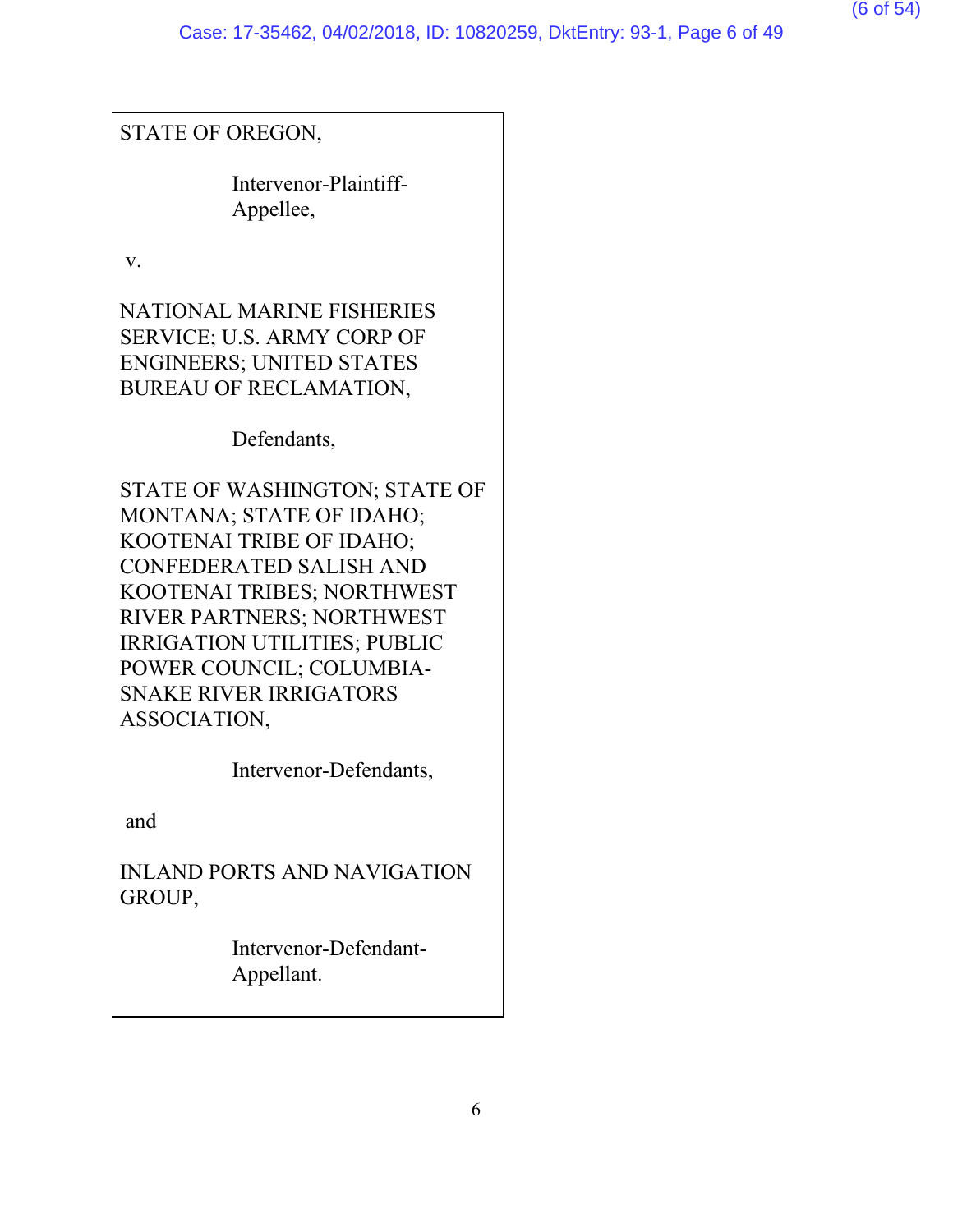STATE OF OREGON,

Intervenor-Plaintiff-Appellee,

v.

NATIONAL MARINE FISHERIES SERVICE; U.S. ARMY CORP OF ENGINEERS; UNITED STATES BUREAU OF RECLAMATION,

Defendants,

STATE OF WASHINGTON; STATE OF MONTANA; STATE OF IDAHO; KOOTENAI TRIBE OF IDAHO; CONFEDERATED SALISH AND KOOTENAI TRIBES; NORTHWEST RIVER PARTNERS; NORTHWEST IRRIGATION UTILITIES; PUBLIC POWER COUNCIL; COLUMBIA-SNAKE RIVER IRRIGATORS ASSOCIATION,

Intervenor-Defendants,

and

INLAND PORTS AND NAVIGATION GROUP,

Intervenor-Defendant-Appellant.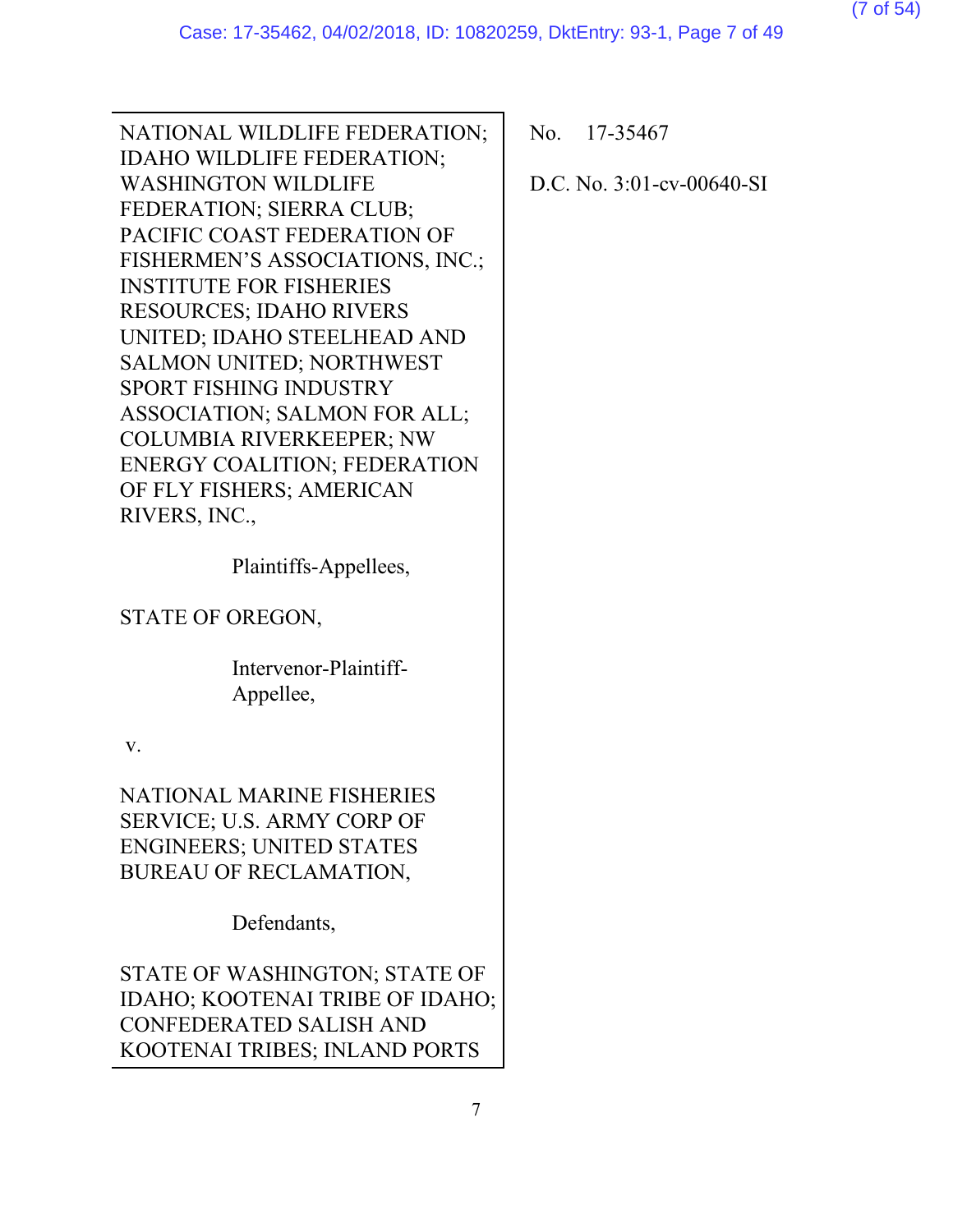NATIONAL WILDLIFE FEDERATION; IDAHO WILDLIFE FEDERATION; WASHINGTON WILDLIFE FEDERATION; SIERRA CLUB; PACIFIC COAST FEDERATION OF FISHERMEN'S ASSOCIATIONS, INC.; INSTITUTE FOR FISHERIES RESOURCES; IDAHO RIVERS UNITED; IDAHO STEELHEAD AND SALMON UNITED; NORTHWEST SPORT FISHING INDUSTRY ASSOCIATION; SALMON FOR ALL; COLUMBIA RIVERKEEPER; NW ENERGY COALITION; FEDERATION OF FLY FISHERS; AMERICAN RIVERS, INC.,

Plaintiffs-Appellees,

STATE OF OREGON,

Intervenor-Plaintiff-Appellee,

v.

NATIONAL MARINE FISHERIES SERVICE; U.S. ARMY CORP OF ENGINEERS; UNITED STATES BUREAU OF RECLAMATION,

Defendants,

STATE OF WASHINGTON; STATE OF IDAHO; KOOTENAI TRIBE OF IDAHO; CONFEDERATED SALISH AND KOOTENAI TRIBES; INLAND PORTS

No. 17-35467

D.C. No. 3:01-cv-00640-SI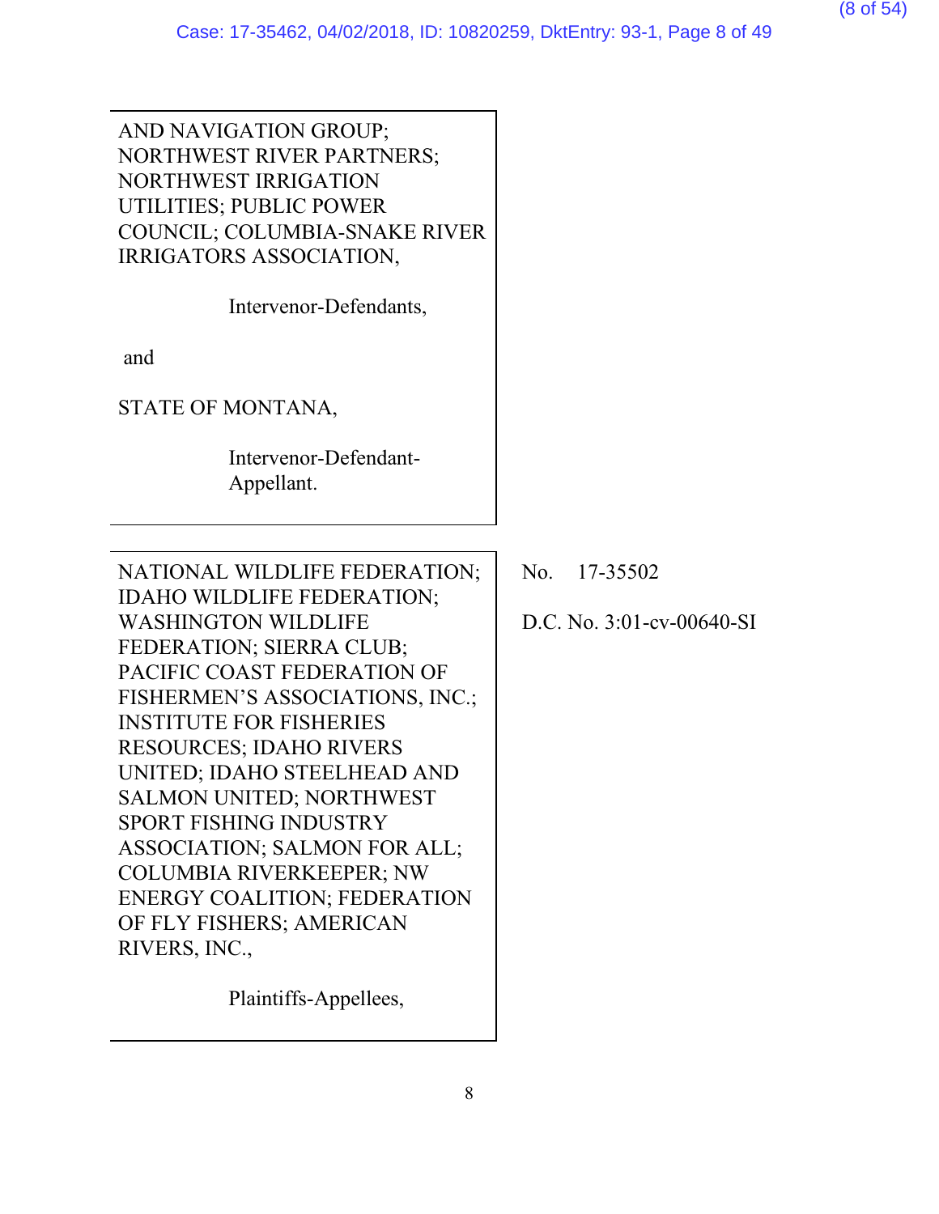AND NAVIGATION GROUP; NORTHWEST RIVER PARTNERS; NORTHWEST IRRIGATION UTILITIES; PUBLIC POWER COUNCIL; COLUMBIA-SNAKE RIVER IRRIGATORS ASSOCIATION,

Intervenor-Defendants,

and

STATE OF MONTANA,

Intervenor-Defendant-Appellant.

---

NATIONAL WILDLIFE FEDERATION; IDAHO WILDLIFE FEDERATION; WASHINGTON WILDLIFE FEDERATION; SIERRA CLUB; PACIFIC COAST FEDERATION OF FISHERMEN'S ASSOCIATIONS, INC.; INSTITUTE FOR FISHERIES RESOURCES; IDAHO RIVERS UNITED; IDAHO STEELHEAD AND SALMON UNITED; NORTHWEST SPORT FISHING INDUSTRY ASSOCIATION; SALMON FOR ALL; COLUMBIA RIVERKEEPER; NW ENERGY COALITION; FEDERATION OF FLY FISHERS; AMERICAN RIVERS, INC.,

Plaintiffs-Appellees,

No. 17-35502

D.C. No. 3:01-cv-00640-SI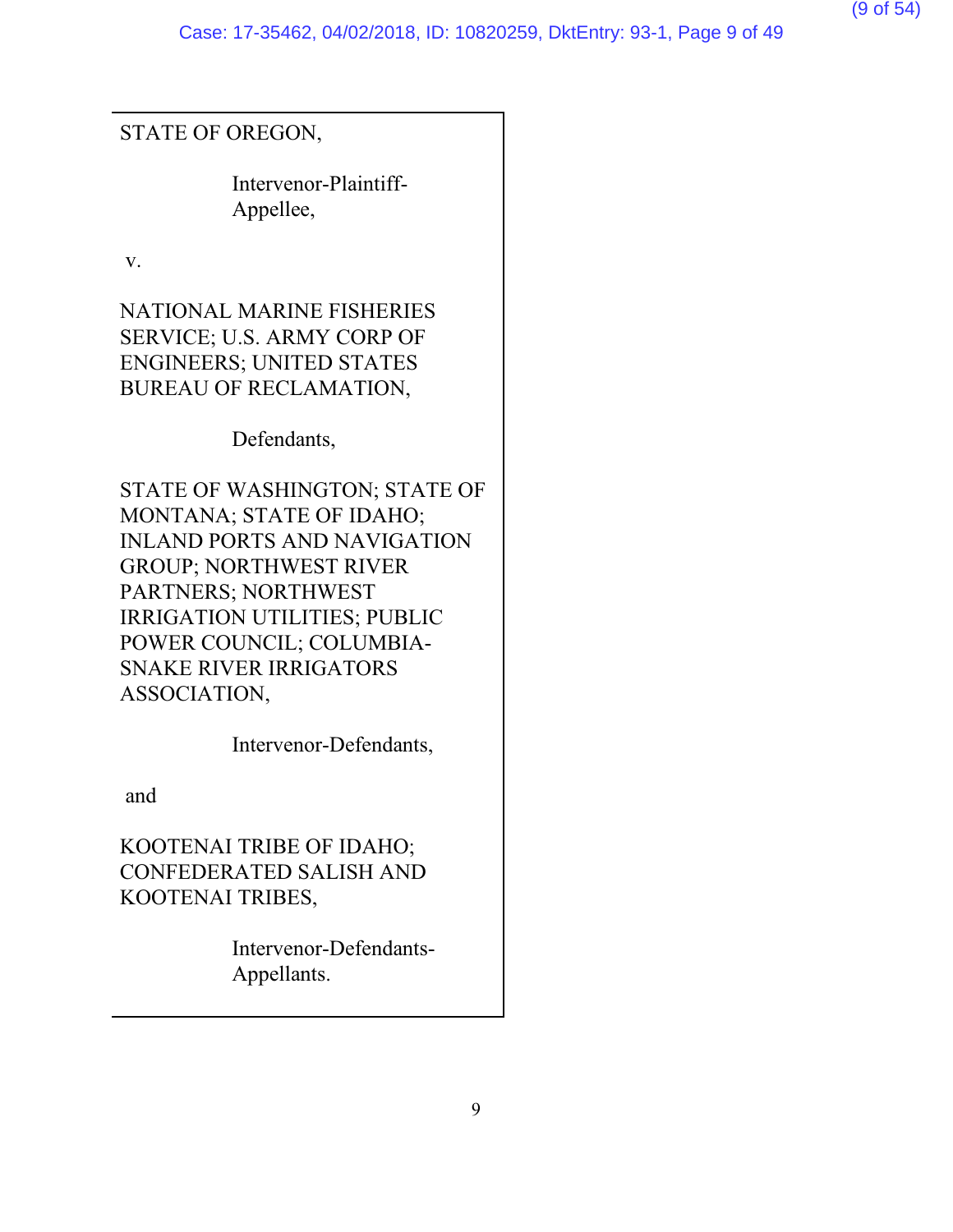STATE OF OREGON,

Intervenor-Plaintiff-Appellee,

v.

NATIONAL MARINE FISHERIES SERVICE; U.S. ARMY CORP OF ENGINEERS; UNITED STATES BUREAU OF RECLAMATION,

Defendants,

STATE OF WASHINGTON; STATE OF MONTANA; STATE OF IDAHO; INLAND PORTS AND NAVIGATION GROUP; NORTHWEST RIVER PARTNERS; NORTHWEST IRRIGATION UTILITIES; PUBLIC POWER COUNCIL; COLUMBIA-SNAKE RIVER IRRIGATORS ASSOCIATION,

Intervenor-Defendants,

and

KOOTENAI TRIBE OF IDAHO; CONFEDERATED SALISH AND KOOTENAI TRIBES,

Intervenor-Defendants-Appellants.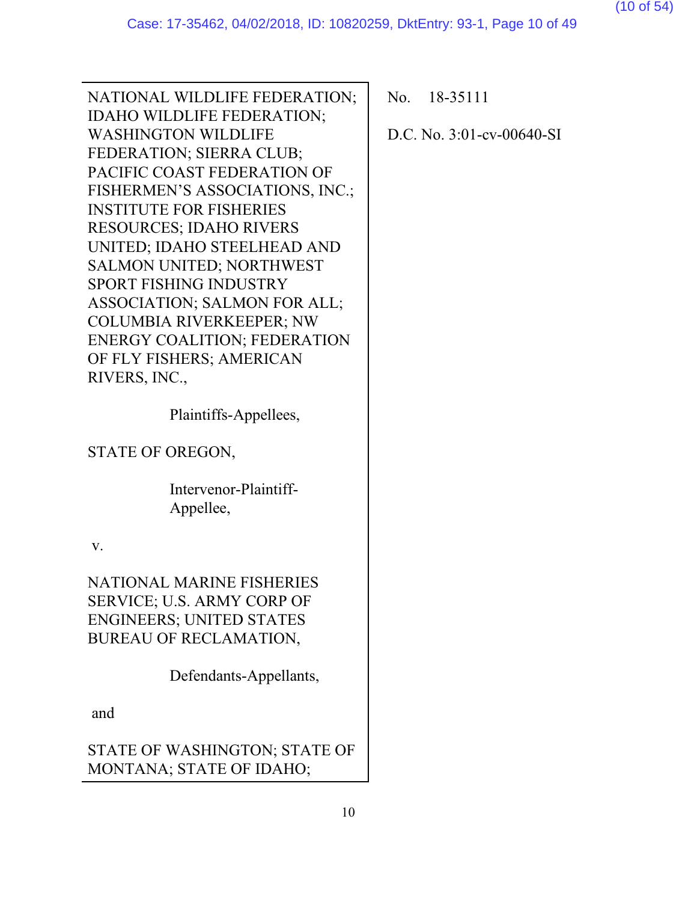NATIONAL WILDLIFE FEDERATION; IDAHO WILDLIFE FEDERATION; WASHINGTON WILDLIFE FEDERATION; SIERRA CLUB; PACIFIC COAST FEDERATION OF FISHERMEN'S ASSOCIATIONS, INC.; INSTITUTE FOR FISHERIES RESOURCES; IDAHO RIVERS UNITED; IDAHO STEELHEAD AND SALMON UNITED; NORTHWEST SPORT FISHING INDUSTRY ASSOCIATION; SALMON FOR ALL; COLUMBIA RIVERKEEPER; NW ENERGY COALITION; FEDERATION OF FLY FISHERS; AMERICAN RIVERS, INC.,

Plaintiffs-Appellees,

STATE OF OREGON,

Intervenor-Plaintiff-Appellee,

v.

NATIONAL MARINE FISHERIES SERVICE; U.S. ARMY CORP OF ENGINEERS; UNITED STATES BUREAU OF RECLAMATION,

Defendants-Appellants,

and

STATE OF WASHINGTON; STATE OF MONTANA; STATE OF IDAHO;

No. 18-35111

D.C. No. 3:01-cv-00640-SI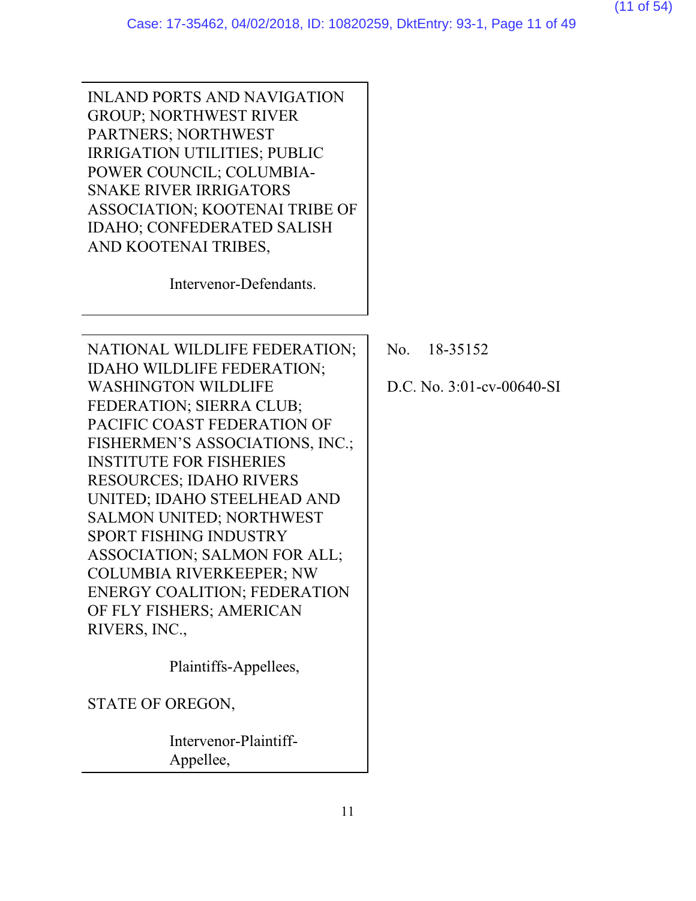INLAND PORTS AND NAVIGATION GROUP; NORTHWEST RIVER PARTNERS; NORTHWEST IRRIGATION UTILITIES; PUBLIC POWER COUNCIL; COLUMBIA-SNAKE RIVER IRRIGATORS ASSOCIATION; KOOTENAI TRIBE OF IDAHO; CONFEDERATED SALISH AND KOOTENAI TRIBES,

Intervenor-Defendants.

---

NATIONAL WILDLIFE FEDERATION; IDAHO WILDLIFE FEDERATION; WASHINGTON WILDLIFE FEDERATION; SIERRA CLUB; PACIFIC COAST FEDERATION OF FISHERMEN'S ASSOCIATIONS, INC.; INSTITUTE FOR FISHERIES RESOURCES; IDAHO RIVERS UNITED; IDAHO STEELHEAD AND SALMON UNITED; NORTHWEST SPORT FISHING INDUSTRY ASSOCIATION; SALMON FOR ALL; COLUMBIA RIVERKEEPER; NW ENERGY COALITION; FEDERATION OF FLY FISHERS; AMERICAN RIVERS, INC.,

Plaintiffs-Appellees,

STATE OF OREGON,

Intervenor-Plaintiff-Appellee,

No. 18-35152

D.C. No. 3:01-cv-00640-SI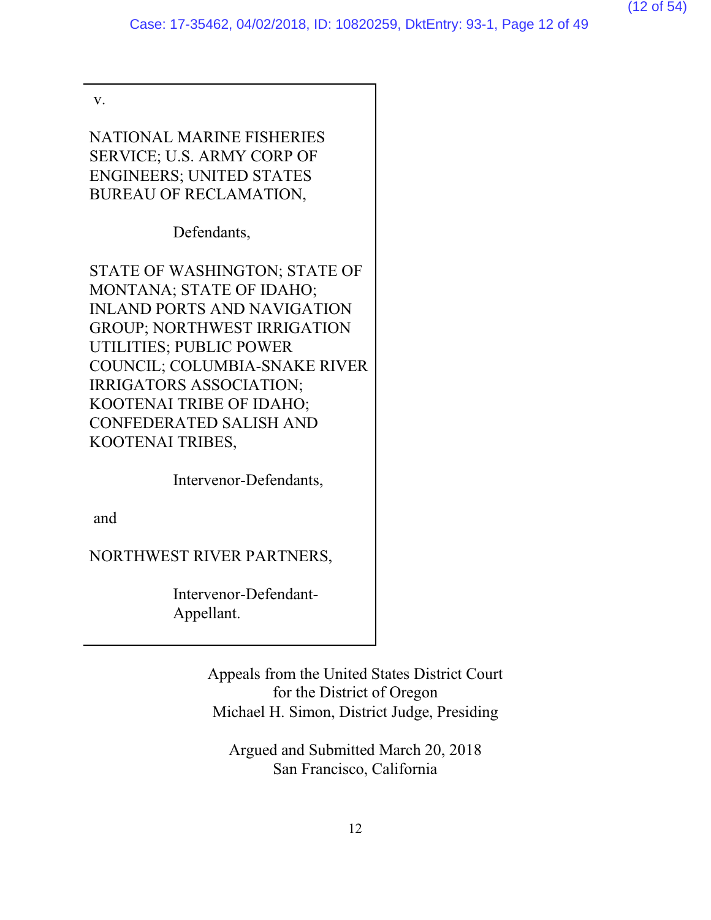v.

NATIONAL MARINE FISHERIES SERVICE; U.S. ARMY CORP OF ENGINEERS; UNITED STATES BUREAU OF RECLAMATION,

Defendants,

STATE OF WASHINGTON; STATE OF MONTANA; STATE OF IDAHO; INLAND PORTS AND NAVIGATION GROUP; NORTHWEST IRRIGATION UTILITIES; PUBLIC POWER COUNCIL; COLUMBIA-SNAKE RIVER IRRIGATORS ASSOCIATION; KOOTENAI TRIBE OF IDAHO; CONFEDERATED SALISH AND KOOTENAI TRIBES,

Intervenor-Defendants,

and

NORTHWEST RIVER PARTNERS,

Intervenor-Defendant-Appellant.

Appeals from the United States District Court
for the District of Oregon
Michael H. Simon, District Judge, Presiding

Argued and Submitted March 20, 2018
San Francisco, California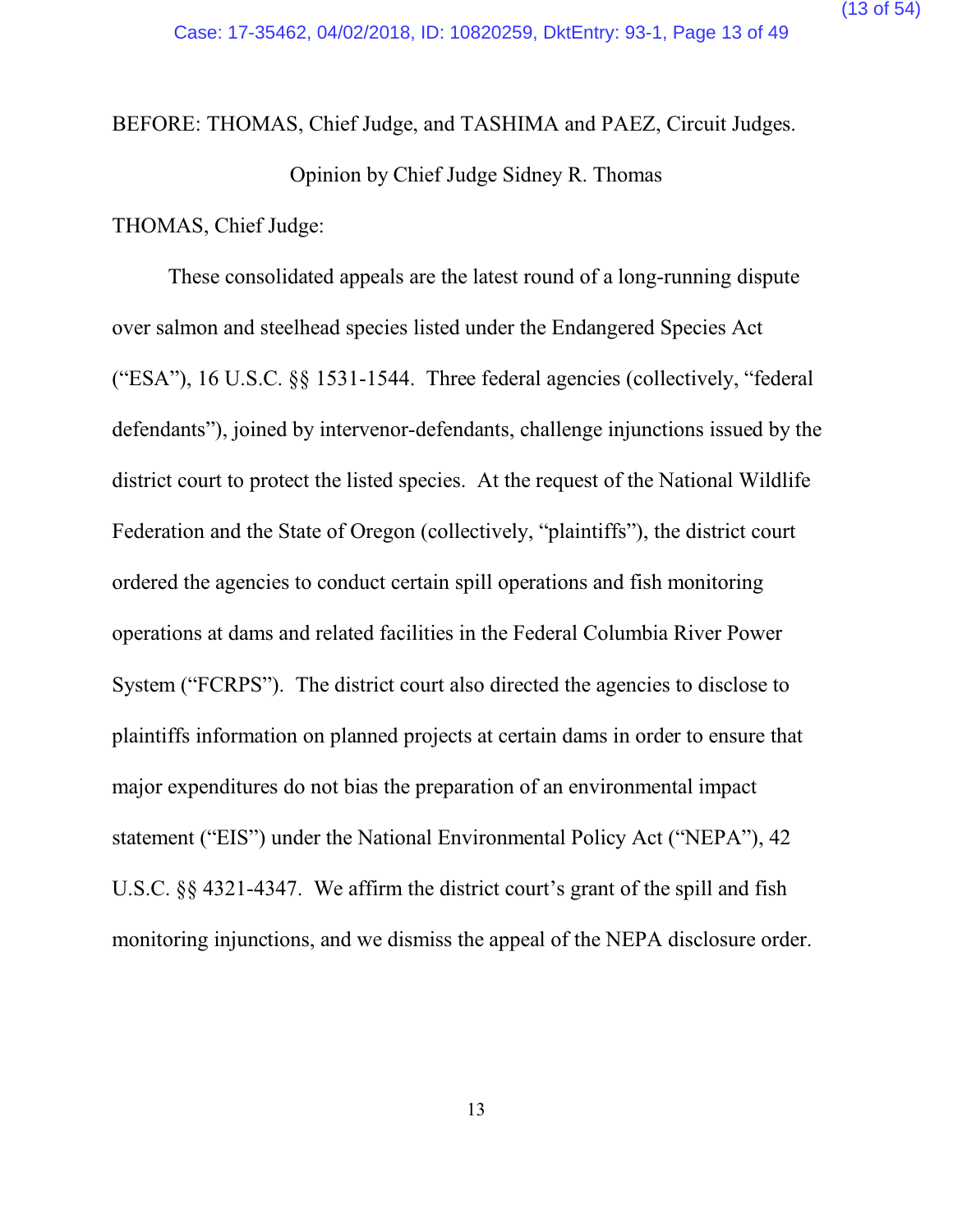BEFORE: THOMAS, Chief Judge, and TASHIMA and PAEZ, Circuit Judges.

Opinion by Chief Judge Sidney R. Thomas

THOMAS, Chief Judge:

These consolidated appeals are the latest round of a long-running dispute over salmon and steelhead species listed under the Endangered Species Act ("ESA"), 16 U.S.C. §§ 1531-1544. Three federal agencies (collectively, "federal defendants"), joined by intervenor-defendants, challenge injunctions issued by the district court to protect the listed species. At the request of the National Wildlife Federation and the State of Oregon (collectively, "plaintiffs"), the district court ordered the agencies to conduct certain spill operations and fish monitoring operations at dams and related facilities in the Federal Columbia River Power System ("FCRPS"). The district court also directed the agencies to disclose to plaintiffs information on planned projects at certain dams in order to ensure that major expenditures do not bias the preparation of an environmental impact statement ("EIS") under the National Environmental Policy Act ("NEPA"), 42 U.S.C. §§ 4321-4347. We affirm the district court's grant of the spill and fish monitoring injunctions, and we dismiss the appeal of the NEPA disclosure order.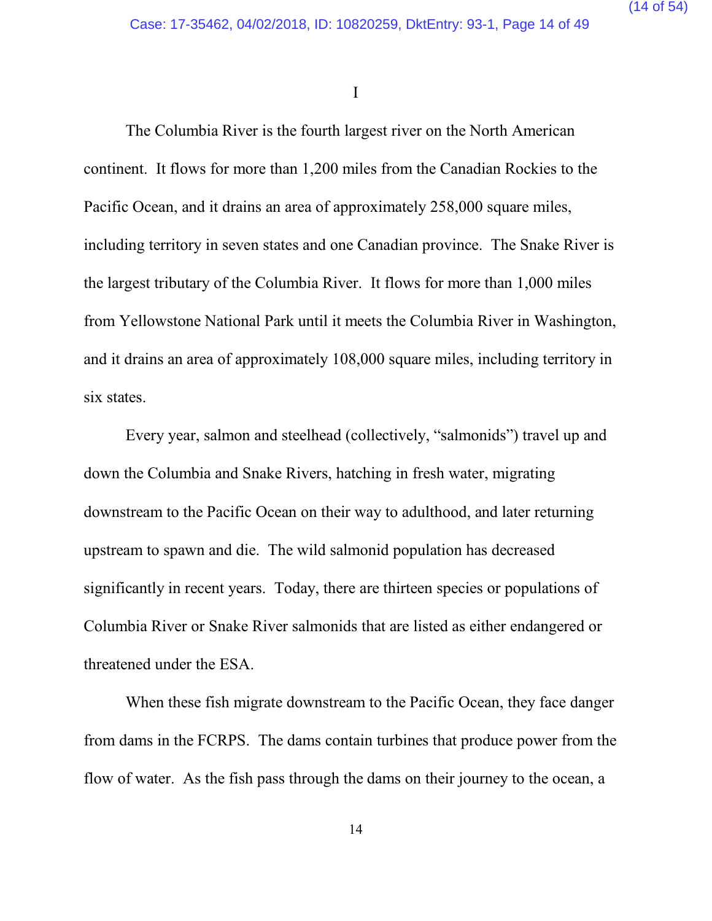# I

The Columbia River is the fourth largest river on the North American continent. It flows for more than 1,200 miles from the Canadian Rockies to the Pacific Ocean, and it drains an area of approximately 258,000 square miles, including territory in seven states and one Canadian province. The Snake River is the largest tributary of the Columbia River. It flows for more than 1,000 miles from Yellowstone National Park until it meets the Columbia River in Washington, and it drains an area of approximately 108,000 square miles, including territory in six states.

Every year, salmon and steelhead (collectively, "salmonids") travel up and down the Columbia and Snake Rivers, hatching in fresh water, migrating downstream to the Pacific Ocean on their way to adulthood, and later returning upstream to spawn and die. The wild salmonid population has decreased significantly in recent years. Today, there are thirteen species or populations of Columbia River or Snake River salmonids that are listed as either endangered or threatened under the ESA.

When these fish migrate downstream to the Pacific Ocean, they face danger from dams in the FCRPS. The dams contain turbines that produce power from the flow of water. As the fish pass through the dams on their journey to the ocean, a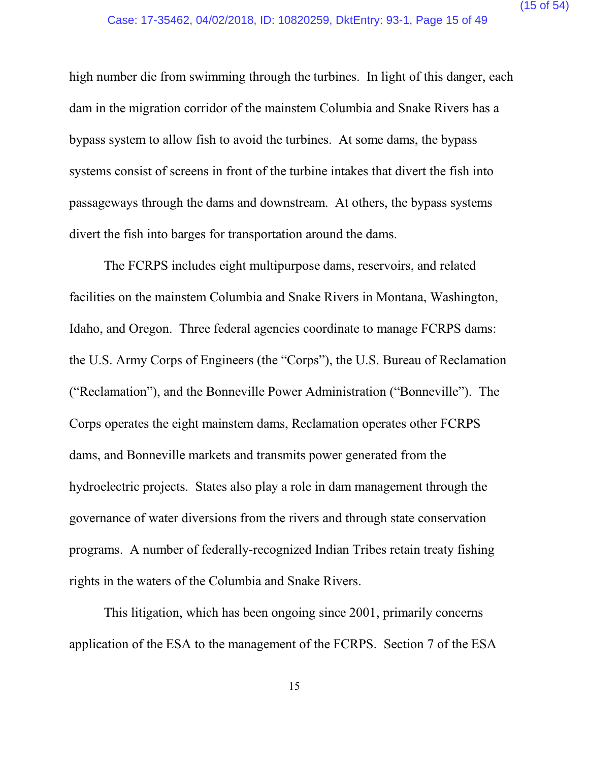high number die from swimming through the turbines. In light of this danger, each dam in the migration corridor of the mainstem Columbia and Snake Rivers has a bypass system to allow fish to avoid the turbines. At some dams, the bypass systems consist of screens in front of the turbine intakes that divert the fish into passageways through the dams and downstream. At others, the bypass systems divert the fish into barges for transportation around the dams.

The FCRPS includes eight multipurpose dams, reservoirs, and related facilities on the mainstem Columbia and Snake Rivers in Montana, Washington, Idaho, and Oregon. Three federal agencies coordinate to manage FCRPS dams: the U.S. Army Corps of Engineers (the "Corps"), the U.S. Bureau of Reclamation ("Reclamation"), and the Bonneville Power Administration ("Bonneville"). The Corps operates the eight mainstem dams, Reclamation operates other FCRPS dams, and Bonneville markets and transmits power generated from the hydroelectric projects. States also play a role in dam management through the governance of water diversions from the rivers and through state conservation programs. A number of federally-recognized Indian Tribes retain treaty fishing rights in the waters of the Columbia and Snake Rivers.

This litigation, which has been ongoing since 2001, primarily concerns application of the ESA to the management of the FCRPS. Section 7 of the ESA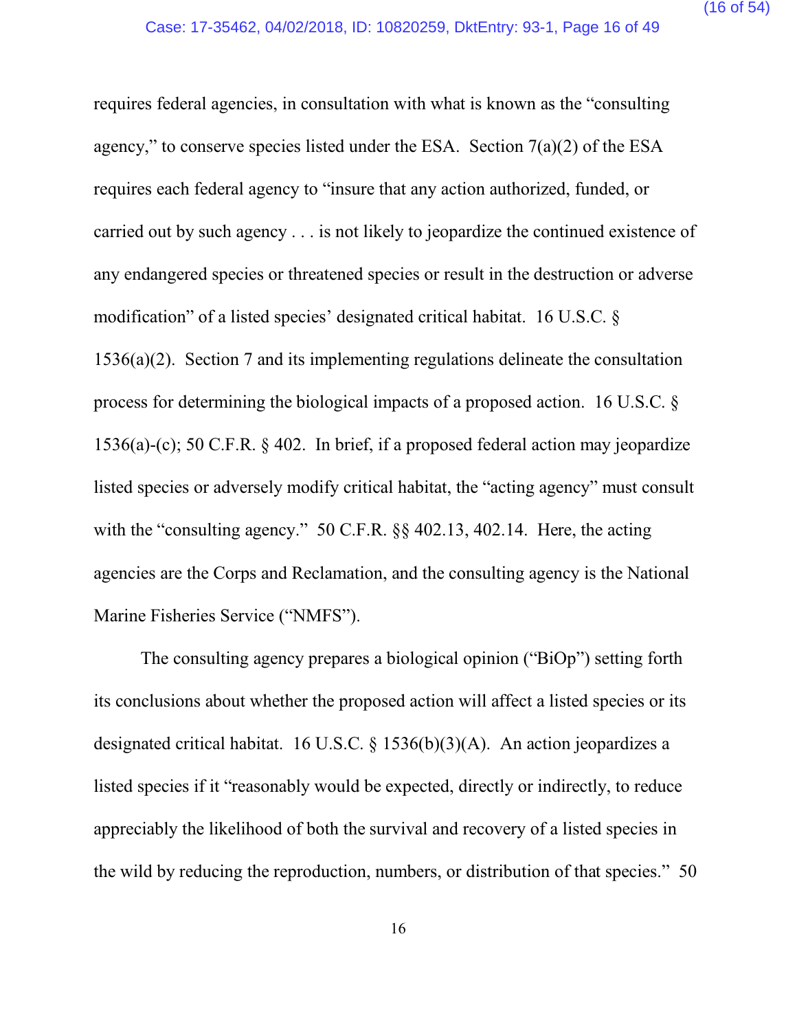requires federal agencies, in consultation with what is known as the "consulting agency," to conserve species listed under the ESA. Section 7(a)(2) of the ESA requires each federal agency to "insure that any action authorized, funded, or carried out by such agency . . . is not likely to jeopardize the continued existence of any endangered species or threatened species or result in the destruction or adverse modification" of a listed species' designated critical habitat. 16 U.S.C. § 1536(a)(2). Section 7 and its implementing regulations delineate the consultation process for determining the biological impacts of a proposed action. 16 U.S.C. § 1536(a)-(c); 50 C.F.R. § 402. In brief, if a proposed federal action may jeopardize listed species or adversely modify critical habitat, the "acting agency" must consult with the "consulting agency." 50 C.F.R. §§ 402.13, 402.14. Here, the acting agencies are the Corps and Reclamation, and the consulting agency is the National Marine Fisheries Service ("NMFS").

The consulting agency prepares a biological opinion ("BiOp") setting forth its conclusions about whether the proposed action will affect a listed species or its designated critical habitat. 16 U.S.C. § 1536(b)(3)(A). An action jeopardizes a listed species if it "reasonably would be expected, directly or indirectly, to reduce appreciably the likelihood of both the survival and recovery of a listed species in the wild by reducing the reproduction, numbers, or distribution of that species." 50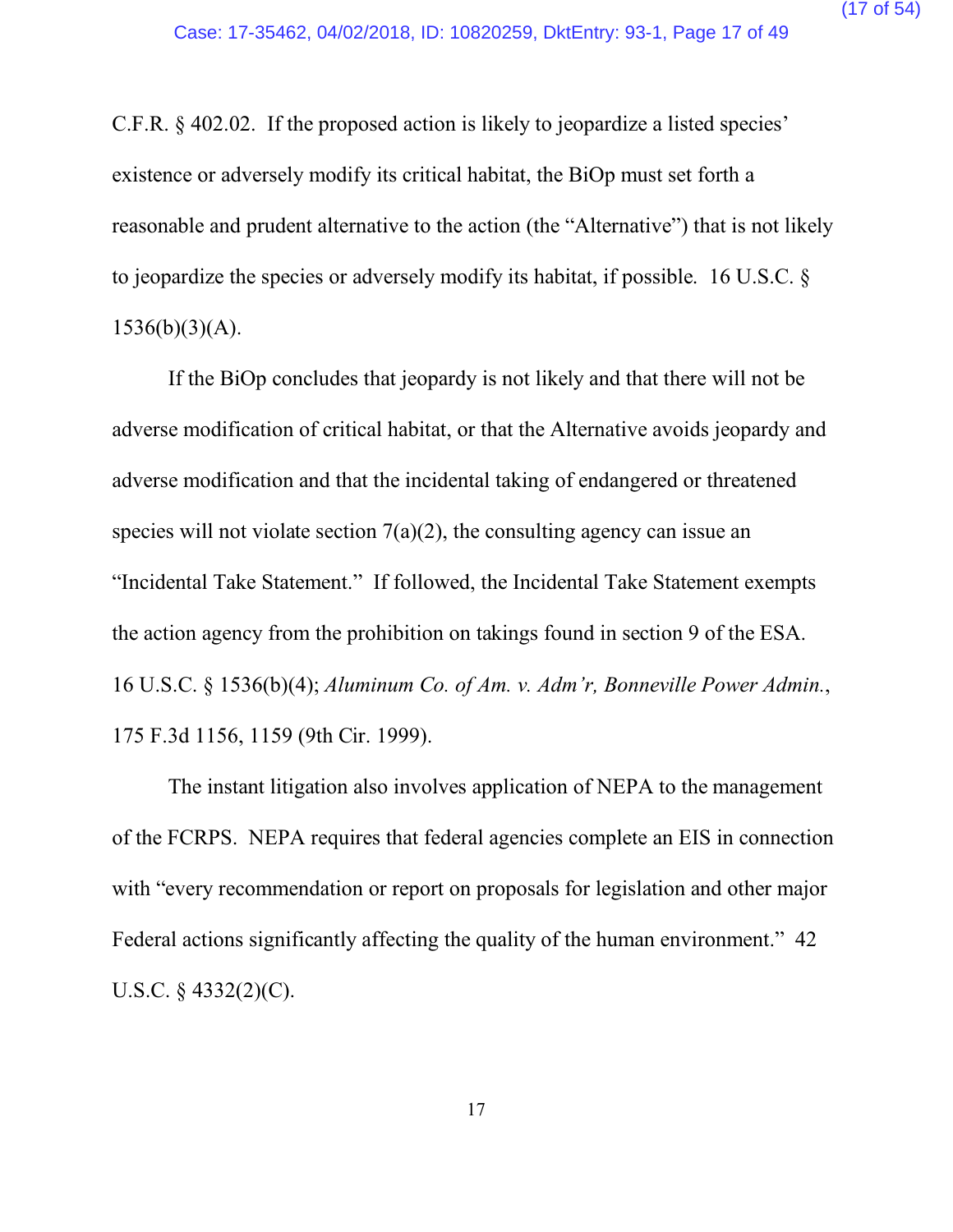C.F.R. § 402.02. If the proposed action is likely to jeopardize a listed species' existence or adversely modify its critical habitat, the BiOp must set forth a reasonable and prudent alternative to the action (the "Alternative") that is not likely to jeopardize the species or adversely modify its habitat, if possible. 16 U.S.C. § 1536(b)(3)(A).

If the BiOp concludes that jeopardy is not likely and that there will not be adverse modification of critical habitat, or that the Alternative avoids jeopardy and adverse modification and that the incidental taking of endangered or threatened species will not violate section 7(a)(2), the consulting agency can issue an "Incidental Take Statement." If followed, the Incidental Take Statement exempts the action agency from the prohibition on takings found in section 9 of the ESA. 16 U.S.C. § 1536(b)(4); *Aluminum Co. of Am. v. Adm'r, Bonneville Power Admin.*, 175 F.3d 1156, 1159 (9th Cir. 1999).

The instant litigation also involves application of NEPA to the management of the FCRPS. NEPA requires that federal agencies complete an EIS in connection with "every recommendation or report on proposals for legislation and other major Federal actions significantly affecting the quality of the human environment." 42 U.S.C. § 4332(2)(C).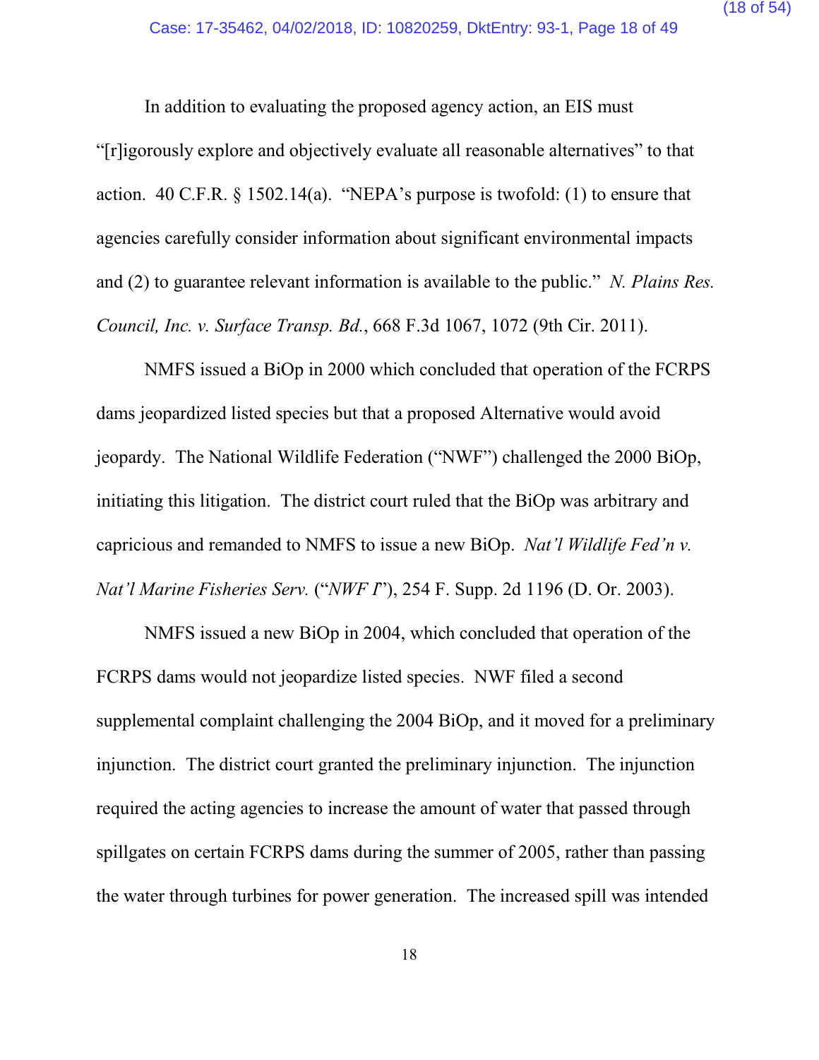In addition to evaluating the proposed agency action, an EIS must "[r]igorously explore and objectively evaluate all reasonable alternatives" to that action. 40 C.F.R. § 1502.14(a). "NEPA's purpose is twofold: (1) to ensure that agencies carefully consider information about significant environmental impacts and (2) to guarantee relevant information is available to the public." *N. Plains Res. Council, Inc. v. Surface Transp. Bd.*, 668 F.3d 1067, 1072 (9th Cir. 2011).

NMFS issued a BiOp in 2000 which concluded that operation of the FCRPS dams jeopardized listed species but that a proposed Alternative would avoid jeopardy. The National Wildlife Federation ("NWF") challenged the 2000 BiOp, initiating this litigation. The district court ruled that the BiOp was arbitrary and capricious and remanded to NMFS to issue a new BiOp. *Nat'l Wildlife Fed'n v. Nat'l Marine Fisheries Serv.* ("*NWF I*"), 254 F. Supp. 2d 1196 (D. Or. 2003).

NMFS issued a new BiOp in 2004, which concluded that operation of the FCRPS dams would not jeopardize listed species. NWF filed a second supplemental complaint challenging the 2004 BiOp, and it moved for a preliminary injunction. The district court granted the preliminary injunction. The injunction required the acting agencies to increase the amount of water that passed through spillgates on certain FCRPS dams during the summer of 2005, rather than passing the water through turbines for power generation. The increased spill was intended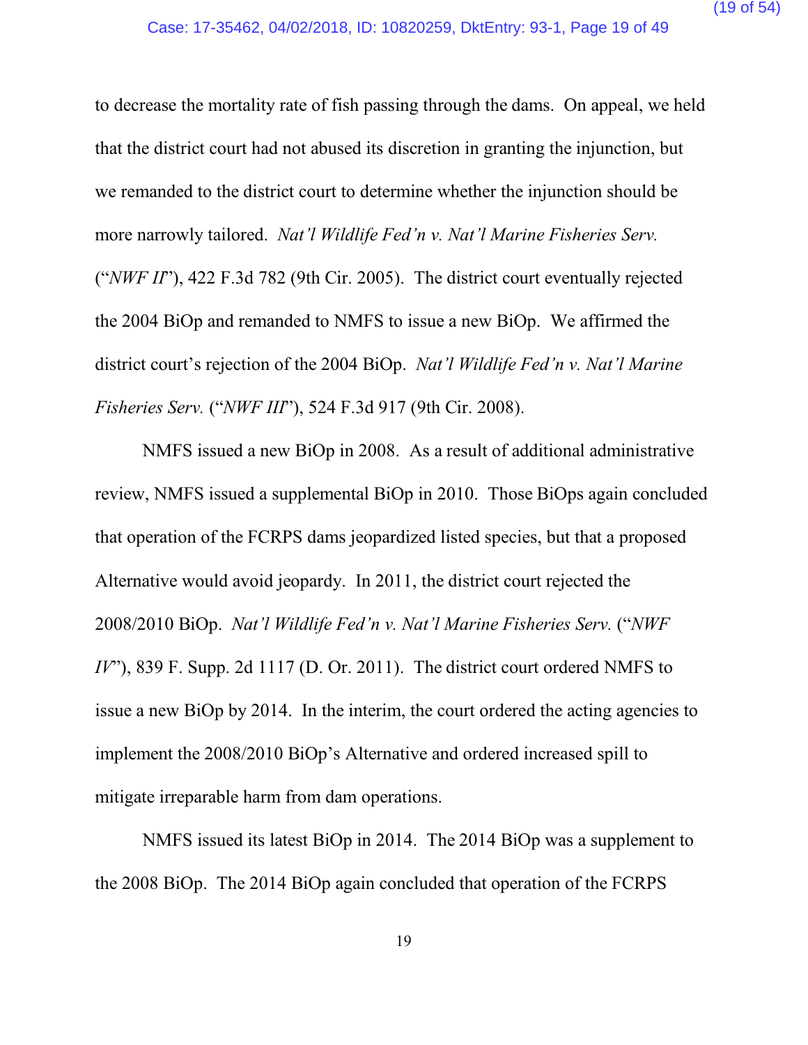to decrease the mortality rate of fish passing through the dams. On appeal, we held that the district court had not abused its discretion in granting the injunction, but we remanded to the district court to determine whether the injunction should be more narrowly tailored. *Nat'l Wildlife Fed'n v. Nat'l Marine Fisheries Serv.* ("*NWF II*"), 422 F.3d 782 (9th Cir. 2005). The district court eventually rejected the 2004 BiOp and remanded to NMFS to issue a new BiOp. We affirmed the district court's rejection of the 2004 BiOp. *Nat'l Wildlife Fed'n v. Nat'l Marine Fisheries Serv.* ("*NWF III*"), 524 F.3d 917 (9th Cir. 2008).

NMFS issued a new BiOp in 2008. As a result of additional administrative review, NMFS issued a supplemental BiOp in 2010. Those BiOps again concluded that operation of the FCRPS dams jeopardized listed species, but that a proposed Alternative would avoid jeopardy. In 2011, the district court rejected the 2008/2010 BiOp. *Nat'l Wildlife Fed'n v. Nat'l Marine Fisheries Serv.* ("*NWF IV*"), 839 F. Supp. 2d 1117 (D. Or. 2011). The district court ordered NMFS to issue a new BiOp by 2014. In the interim, the court ordered the acting agencies to implement the 2008/2010 BiOp's Alternative and ordered increased spill to mitigate irreparable harm from dam operations.

NMFS issued its latest BiOp in 2014. The 2014 BiOp was a supplement to the 2008 BiOp. The 2014 BiOp again concluded that operation of the FCRPS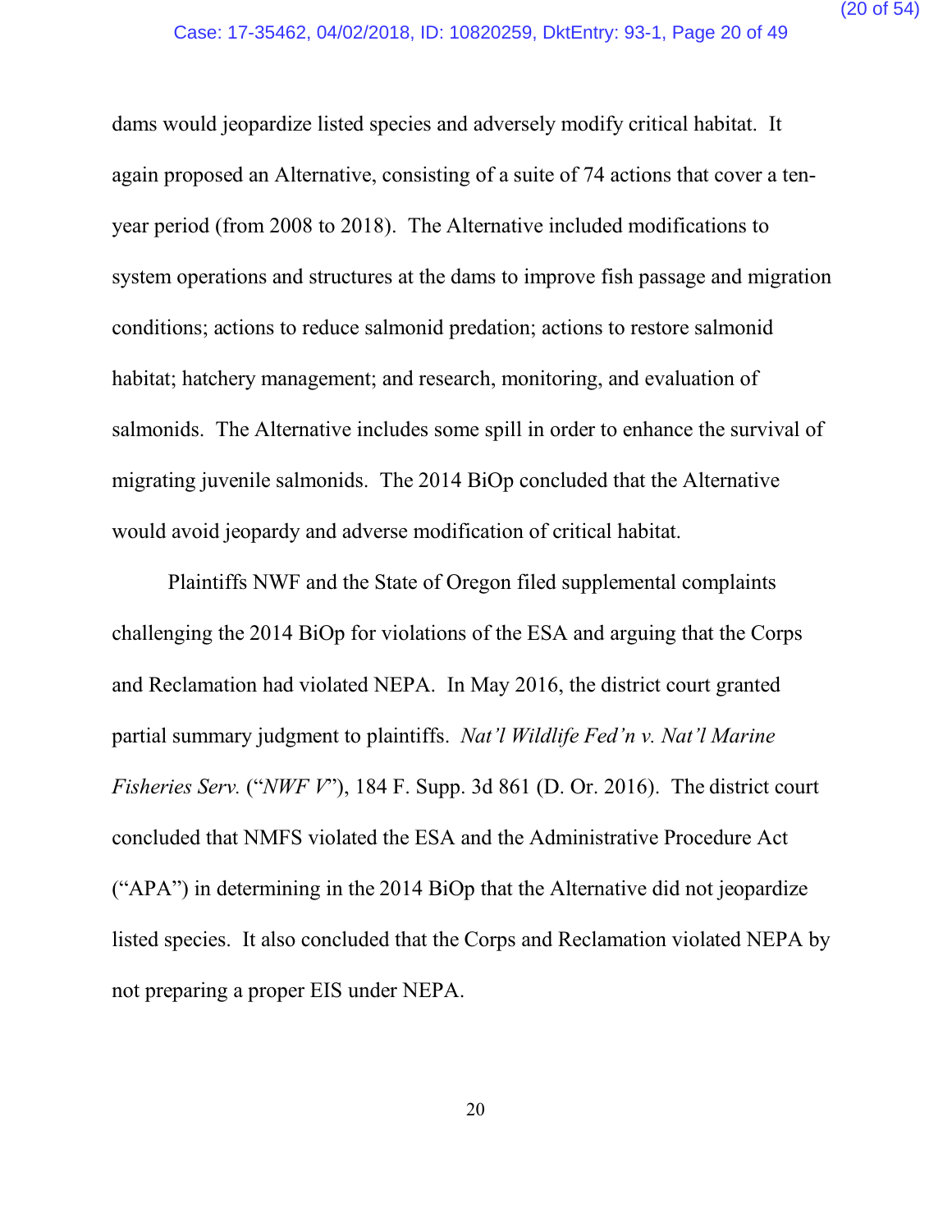dams would jeopardize listed species and adversely modify critical habitat. It again proposed an Alternative, consisting of a suite of 74 actions that cover a ten-year period (from 2008 to 2018). The Alternative included modifications to system operations and structures at the dams to improve fish passage and migration conditions; actions to reduce salmonid predation; actions to restore salmonid habitat; hatchery management; and research, monitoring, and evaluation of salmonids. The Alternative includes some spill in order to enhance the survival of migrating juvenile salmonids. The 2014 BiOp concluded that the Alternative would avoid jeopardy and adverse modification of critical habitat.

Plaintiffs NWF and the State of Oregon filed supplemental complaints challenging the 2014 BiOp for violations of the ESA and arguing that the Corps and Reclamation had violated NEPA. In May 2016, the district court granted partial summary judgment to plaintiffs. *Nat'l Wildlife Fed'n v. Nat'l Marine Fisheries Serv.* ("*NWF V*"), 184 F. Supp. 3d 861 (D. Or. 2016). The district court concluded that NMFS violated the ESA and the Administrative Procedure Act ("APA") in determining in the 2014 BiOp that the Alternative did not jeopardize listed species. It also concluded that the Corps and Reclamation violated NEPA by not preparing a proper EIS under NEPA.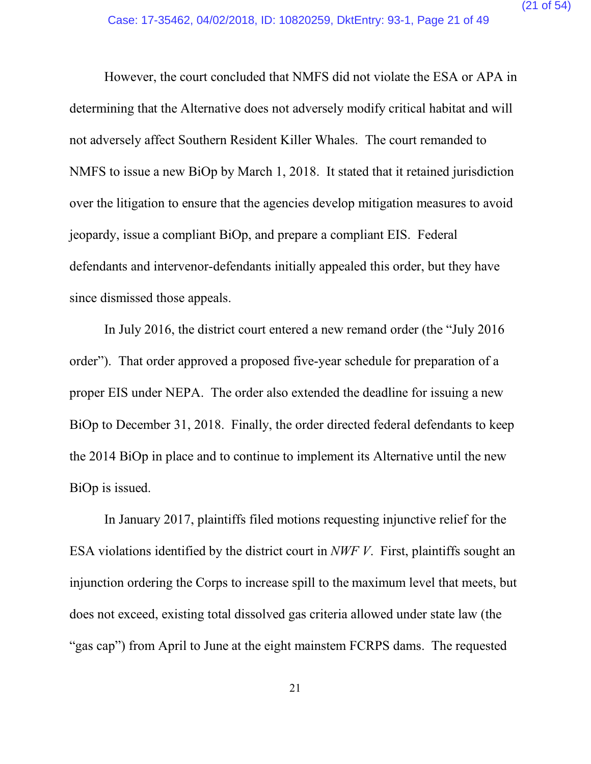However, the court concluded that NMFS did not violate the ESA or APA in determining that the Alternative does not adversely modify critical habitat and will not adversely affect Southern Resident Killer Whales. The court remanded to NMFS to issue a new BiOp by March 1, 2018. It stated that it retained jurisdiction over the litigation to ensure that the agencies develop mitigation measures to avoid jeopardy, issue a compliant BiOp, and prepare a compliant EIS. Federal defendants and intervenor-defendants initially appealed this order, but they have since dismissed those appeals.

In July 2016, the district court entered a new remand order (the "July 2016 order"). That order approved a proposed five-year schedule for preparation of a proper EIS under NEPA. The order also extended the deadline for issuing a new BiOp to December 31, 2018. Finally, the order directed federal defendants to keep the 2014 BiOp in place and to continue to implement its Alternative until the new BiOp is issued.

In January 2017, plaintiffs filed motions requesting injunctive relief for the ESA violations identified by the district court in *NWF V*. First, plaintiffs sought an injunction ordering the Corps to increase spill to the maximum level that meets, but does not exceed, existing total dissolved gas criteria allowed under state law (the "gas cap") from April to June at the eight mainstem FCRPS dams. The requested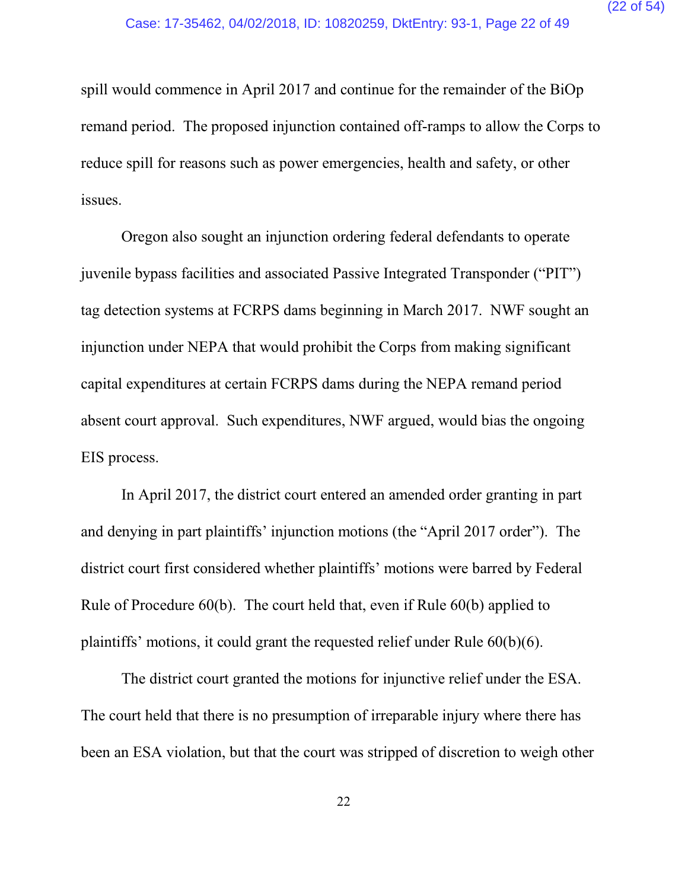spill would commence in April 2017 and continue for the remainder of the BiOp remand period. The proposed injunction contained off-ramps to allow the Corps to reduce spill for reasons such as power emergencies, health and safety, or other issues.

Oregon also sought an injunction ordering federal defendants to operate juvenile bypass facilities and associated Passive Integrated Transponder ("PIT") tag detection systems at FCRPS dams beginning in March 2017. NWF sought an injunction under NEPA that would prohibit the Corps from making significant capital expenditures at certain FCRPS dams during the NEPA remand period absent court approval. Such expenditures, NWF argued, would bias the ongoing EIS process.

In April 2017, the district court entered an amended order granting in part and denying in part plaintiffs' injunction motions (the "April 2017 order"). The district court first considered whether plaintiffs' motions were barred by Federal Rule of Procedure 60(b). The court held that, even if Rule 60(b) applied to plaintiffs' motions, it could grant the requested relief under Rule 60(b)(6).

The district court granted the motions for injunctive relief under the ESA. The court held that there is no presumption of irreparable injury where there has been an ESA violation, but that the court was stripped of discretion to weigh other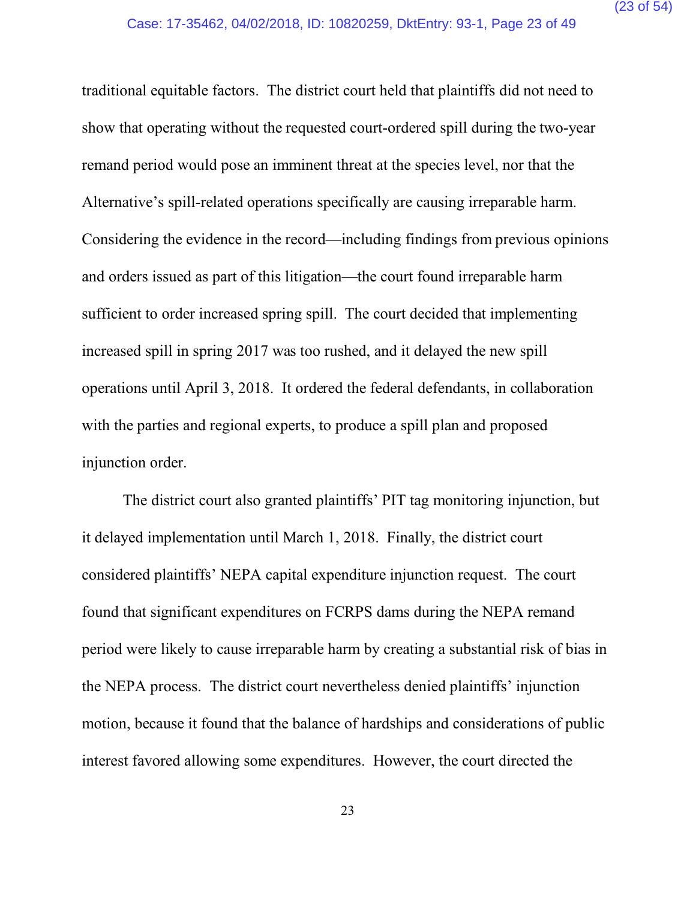traditional equitable factors. The district court held that plaintiffs did not need to show that operating without the requested court-ordered spill during the two-year remand period would pose an imminent threat at the species level, nor that the Alternative's spill-related operations specifically are causing irreparable harm. Considering the evidence in the record—including findings from previous opinions and orders issued as part of this litigation—the court found irreparable harm sufficient to order increased spring spill. The court decided that implementing increased spill in spring 2017 was too rushed, and it delayed the new spill operations until April 3, 2018. It ordered the federal defendants, in collaboration with the parties and regional experts, to produce a spill plan and proposed injunction order.

The district court also granted plaintiffs' PIT tag monitoring injunction, but it delayed implementation until March 1, 2018. Finally, the district court considered plaintiffs' NEPA capital expenditure injunction request. The court found that significant expenditures on FCRPS dams during the NEPA remand period were likely to cause irreparable harm by creating a substantial risk of bias in the NEPA process. The district court nevertheless denied plaintiffs' injunction motion, because it found that the balance of hardships and considerations of public interest favored allowing some expenditures. However, the court directed the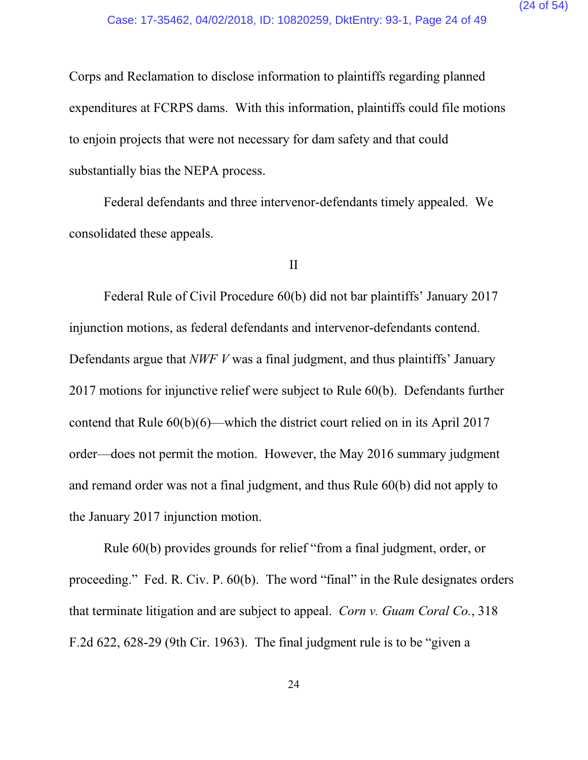Corps and Reclamation to disclose information to plaintiffs regarding planned expenditures at FCRPS dams. With this information, plaintiffs could file motions to enjoin projects that were not necessary for dam safety and that could substantially bias the NEPA process.

Federal defendants and three intervenor-defendants timely appealed. We consolidated these appeals.

## II

Federal Rule of Civil Procedure 60(b) did not bar plaintiffs' January 2017 injunction motions, as federal defendants and intervenor-defendants contend. Defendants argue that *NWF V* was a final judgment, and thus plaintiffs' January 2017 motions for injunctive relief were subject to Rule 60(b). Defendants further contend that Rule 60(b)(6)—which the district court relied on in its April 2017 order—does not permit the motion. However, the May 2016 summary judgment and remand order was not a final judgment, and thus Rule 60(b) did not apply to the January 2017 injunction motion.

Rule 60(b) provides grounds for relief "from a final judgment, order, or proceeding." Fed. R. Civ. P. 60(b). The word "final" in the Rule designates orders that terminate litigation and are subject to appeal. *Corn v. Guam Coral Co.*, 318 F.2d 622, 628-29 (9th Cir. 1963). The final judgment rule is to be "given a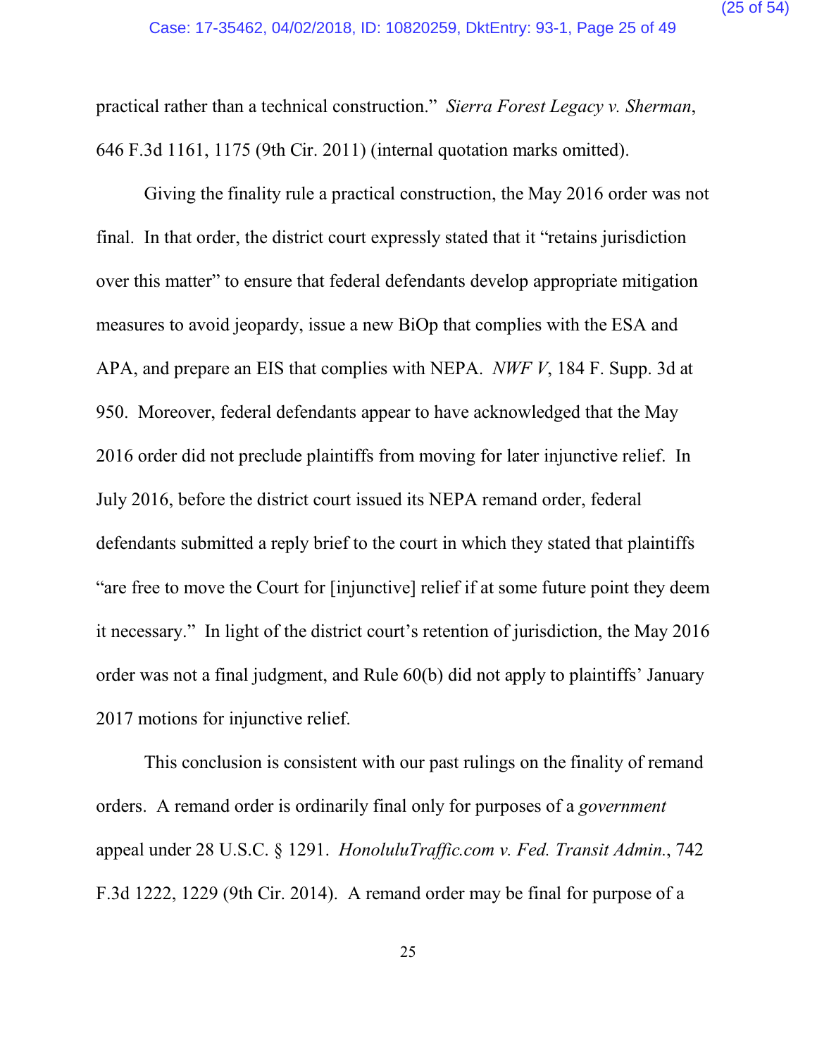practical rather than a technical construction." *Sierra Forest Legacy v. Sherman*, 646 F.3d 1161, 1175 (9th Cir. 2011) (internal quotation marks omitted).

Giving the finality rule a practical construction, the May 2016 order was not final. In that order, the district court expressly stated that it "retains jurisdiction over this matter" to ensure that federal defendants develop appropriate mitigation measures to avoid jeopardy, issue a new BiOp that complies with the ESA and APA, and prepare an EIS that complies with NEPA. *NWF V*, 184 F. Supp. 3d at 950. Moreover, federal defendants appear to have acknowledged that the May 2016 order did not preclude plaintiffs from moving for later injunctive relief. In July 2016, before the district court issued its NEPA remand order, federal defendants submitted a reply brief to the court in which they stated that plaintiffs "are free to move the Court for [injunctive] relief if at some future point they deem it necessary." In light of the district court's retention of jurisdiction, the May 2016 order was not a final judgment, and Rule 60(b) did not apply to plaintiffs' January 2017 motions for injunctive relief.

This conclusion is consistent with our past rulings on the finality of remand orders. A remand order is ordinarily final only for purposes of a *government* appeal under 28 U.S.C. § 1291. *HonoluluTraffic.com v. Fed. Transit Admin.*, 742 F.3d 1222, 1229 (9th Cir. 2014). A remand order may be final for purpose of a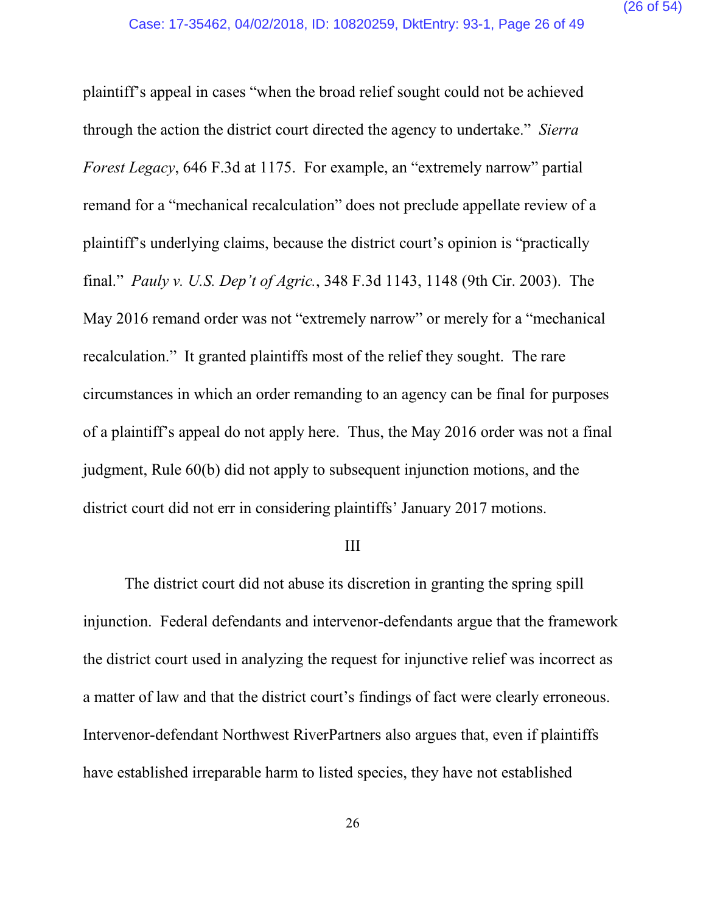plaintiff's appeal in cases "when the broad relief sought could not be achieved through the action the district court directed the agency to undertake." *Sierra Forest Legacy*, 646 F.3d at 1175. For example, an "extremely narrow" partial remand for a "mechanical recalculation" does not preclude appellate review of a plaintiff's underlying claims, because the district court's opinion is "practically final." *Pauly v. U.S. Dep't of Agric.*, 348 F.3d 1143, 1148 (9th Cir. 2003). The May 2016 remand order was not "extremely narrow" or merely for a "mechanical recalculation." It granted plaintiffs most of the relief they sought. The rare circumstances in which an order remanding to an agency can be final for purposes of a plaintiff's appeal do not apply here. Thus, the May 2016 order was not a final judgment, Rule 60(b) did not apply to subsequent injunction motions, and the district court did not err in considering plaintiffs' January 2017 motions.

III

The district court did not abuse its discretion in granting the spring spill injunction. Federal defendants and intervenor-defendants argue that the framework the district court used in analyzing the request for injunctive relief was incorrect as a matter of law and that the district court's findings of fact were clearly erroneous. Intervenor-defendant Northwest RiverPartners also argues that, even if plaintiffs have established irreparable harm to listed species, they have not established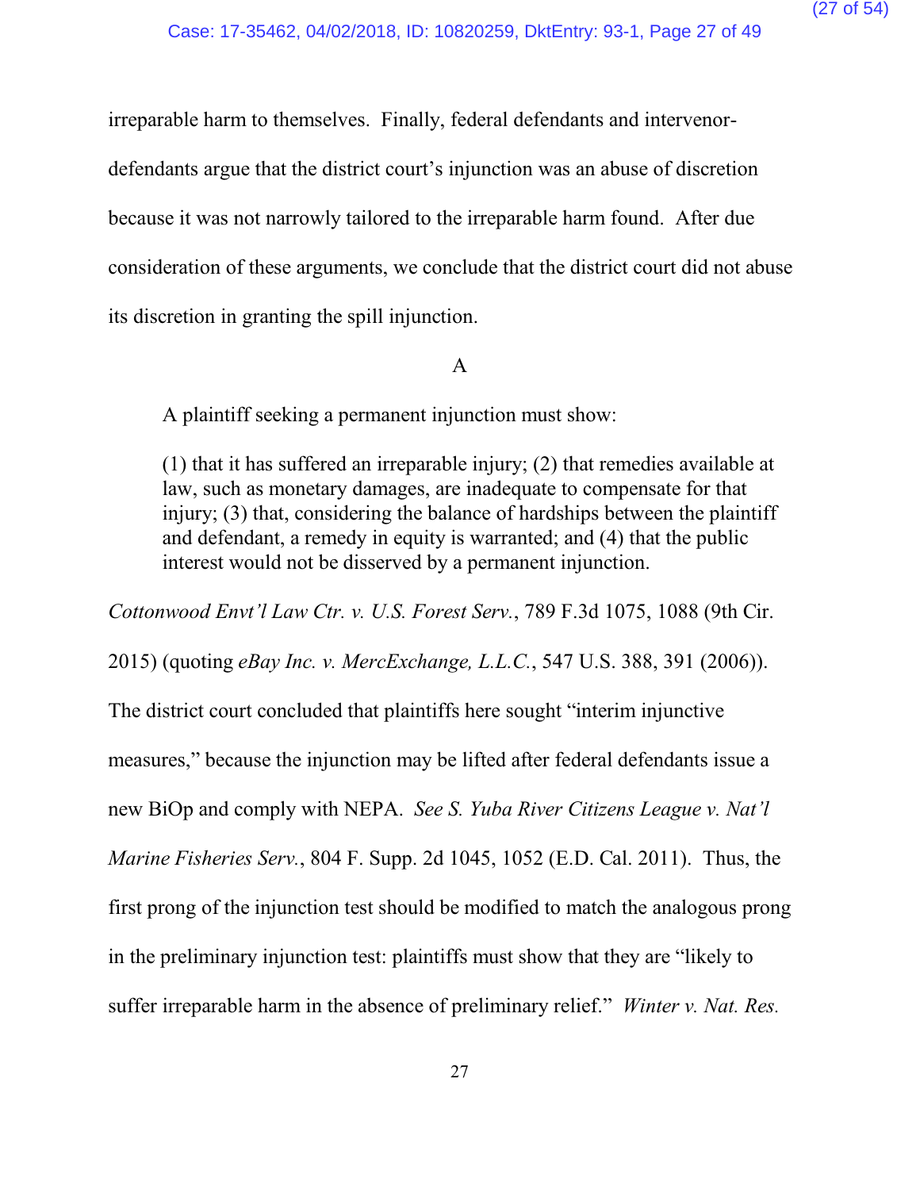irreparable harm to themselves. Finally, federal defendants and intervenor-defendants argue that the district court's injunction was an abuse of discretion because it was not narrowly tailored to the irreparable harm found. After due consideration of these arguments, we conclude that the district court did not abuse its discretion in granting the spill injunction.

### A

> A plaintiff seeking a permanent injunction must show:
>
> (1) that it has suffered an irreparable injury; (2) that remedies available at law, such as monetary damages, are inadequate to compensate for that injury; (3) that, considering the balance of hardships between the plaintiff and defendant, a remedy in equity is warranted; and (4) that the public interest would not be disserved by a permanent injunction.

*Cottonwood Envt'l Law Ctr. v. U.S. Forest Serv.*, 789 F.3d 1075, 1088 (9th Cir. 2015) (quoting *eBay Inc. v. MercExchange, L.L.C.*, 547 U.S. 388, 391 (2006)). The district court concluded that plaintiffs here sought "interim injunctive measures," because the injunction may be lifted after federal defendants issue a new BiOp and comply with NEPA. *See S. Yuba River Citizens League v. Nat'l Marine Fisheries Serv.*, 804 F. Supp. 2d 1045, 1052 (E.D. Cal. 2011). Thus, the first prong of the injunction test should be modified to match the analogous prong in the preliminary injunction test: plaintiffs must show that they are "likely to suffer irreparable harm in the absence of preliminary relief." *Winter v. Nat. Res.*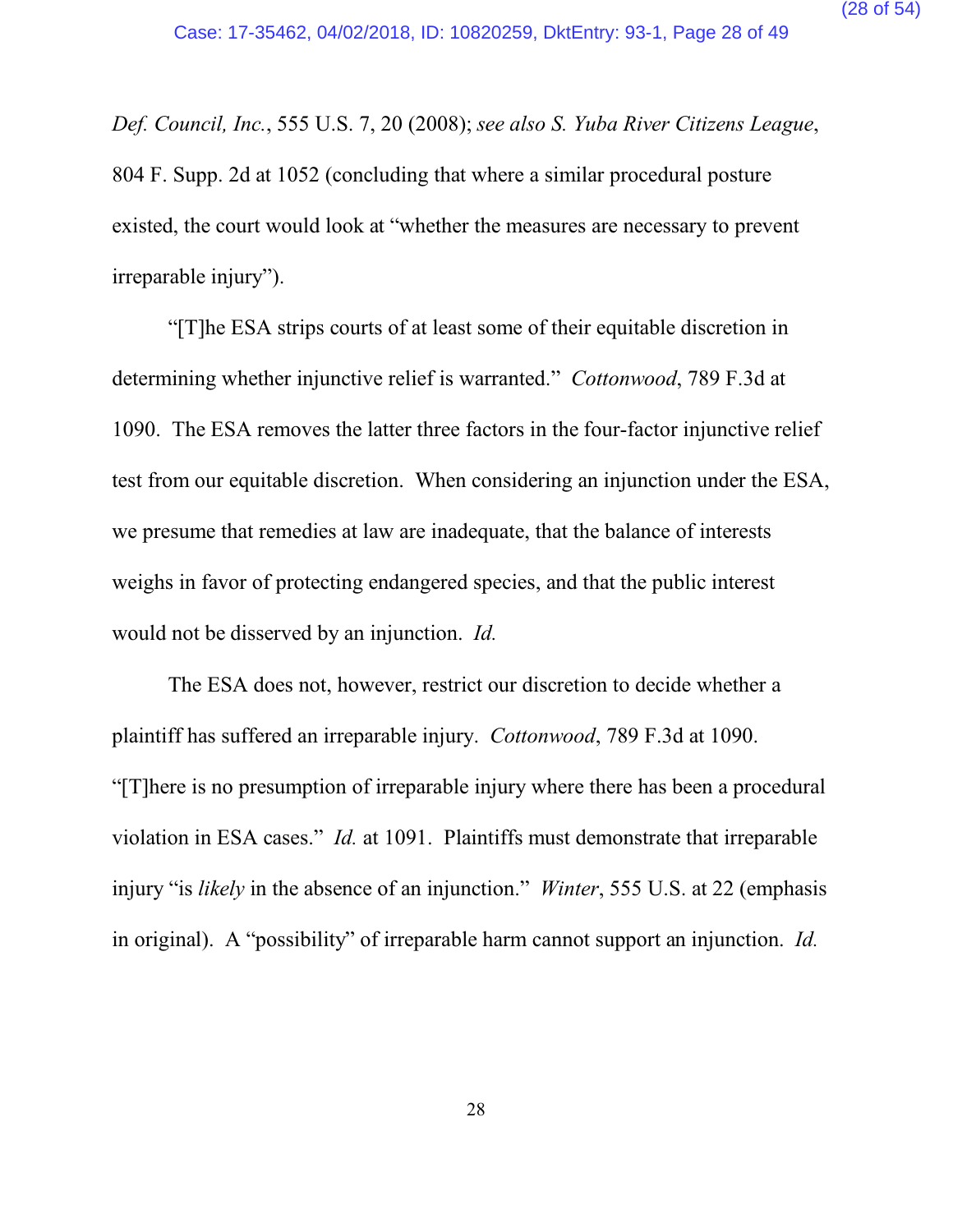*Def. Council, Inc.*, 555 U.S. 7, 20 (2008); *see also S. Yuba River Citizens League*, 804 F. Supp. 2d at 1052 (concluding that where a similar procedural posture existed, the court would look at "whether the measures are necessary to prevent irreparable injury").

"[T]he ESA strips courts of at least some of their equitable discretion in determining whether injunctive relief is warranted." *Cottonwood*, 789 F.3d at 1090. The ESA removes the latter three factors in the four-factor injunctive relief test from our equitable discretion. When considering an injunction under the ESA, we presume that remedies at law are inadequate, that the balance of interests weighs in favor of protecting endangered species, and that the public interest would not be disserved by an injunction. *Id.*

The ESA does not, however, restrict our discretion to decide whether a plaintiff has suffered an irreparable injury. *Cottonwood*, 789 F.3d at 1090. "[T]here is no presumption of irreparable injury where there has been a procedural violation in ESA cases." *Id.* at 1091. Plaintiffs must demonstrate that irreparable injury "is *likely* in the absence of an injunction." *Winter*, 555 U.S. at 22 (emphasis in original). A "possibility" of irreparable harm cannot support an injunction. *Id.*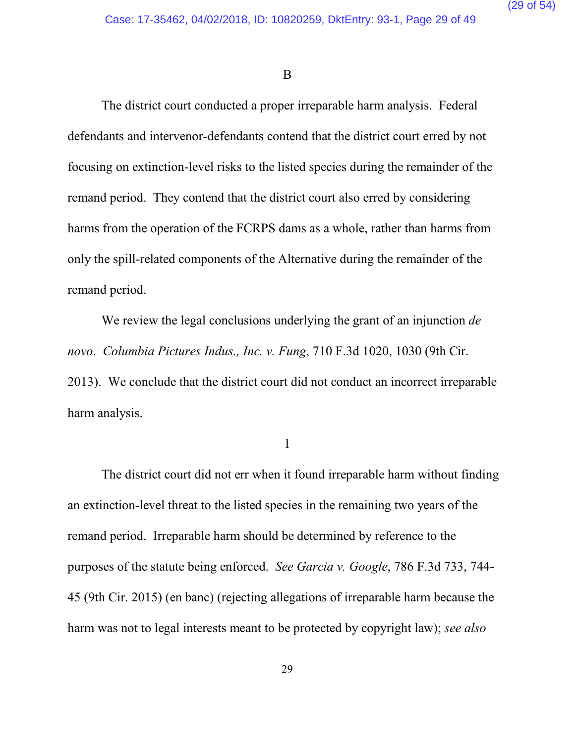B

The district court conducted a proper irreparable harm analysis. Federal defendants and intervenor-defendants contend that the district court erred by not focusing on extinction-level risks to the listed species during the remainder of the remand period. They contend that the district court also erred by considering harms from the operation of the FCRPS dams as a whole, rather than harms from only the spill-related components of the Alternative during the remainder of the remand period.

We review the legal conclusions underlying the grant of an injunction *de novo*. *Columbia Pictures Indus., Inc. v. Fung*, 710 F.3d 1020, 1030 (9th Cir. 2013). We conclude that the district court did not conduct an incorrect irreparable harm analysis.

1

The district court did not err when it found irreparable harm without finding an extinction-level threat to the listed species in the remaining two years of the remand period. Irreparable harm should be determined by reference to the purposes of the statute being enforced. *See Garcia v. Google*, 786 F.3d 733, 744-45 (9th Cir. 2015) (en banc) (rejecting allegations of irreparable harm because the harm was not to legal interests meant to be protected by copyright law); *see also*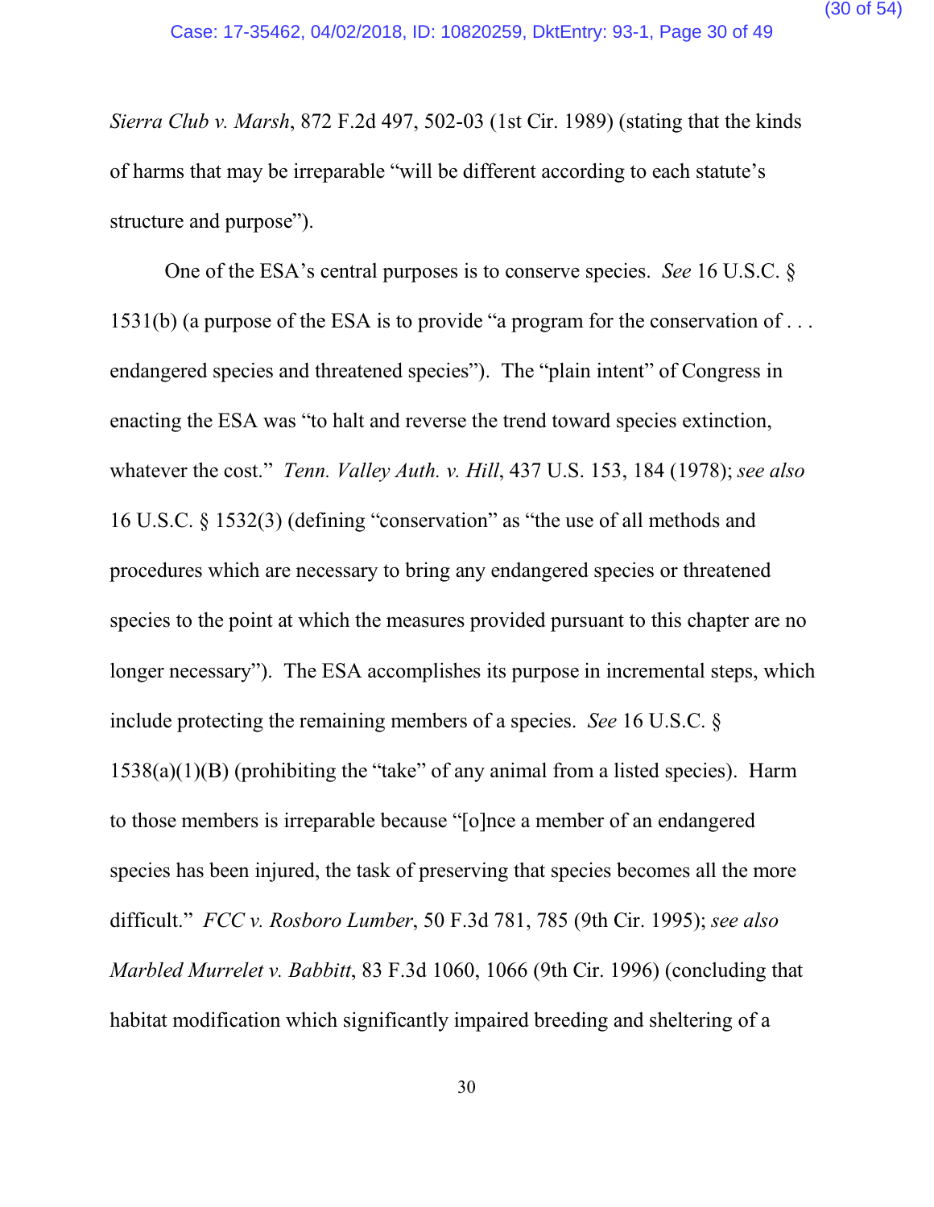*Sierra Club v. Marsh*, 872 F.2d 497, 502-03 (1st Cir. 1989) (stating that the kinds of harms that may be irreparable "will be different according to each statute's structure and purpose").

One of the ESA's central purposes is to conserve species. *See* 16 U.S.C. § 1531(b) (a purpose of the ESA is to provide "a program for the conservation of . . . endangered species and threatened species"). The "plain intent" of Congress in enacting the ESA was "to halt and reverse the trend toward species extinction, whatever the cost." *Tenn. Valley Auth. v. Hill*, 437 U.S. 153, 184 (1978); *see also* 16 U.S.C. § 1532(3) (defining "conservation" as "the use of all methods and procedures which are necessary to bring any endangered species or threatened species to the point at which the measures provided pursuant to this chapter are no longer necessary"). The ESA accomplishes its purpose in incremental steps, which include protecting the remaining members of a species. *See* 16 U.S.C. § 1538(a)(1)(B) (prohibiting the "take" of any animal from a listed species). Harm to those members is irreparable because "[o]nce a member of an endangered species has been injured, the task of preserving that species becomes all the more difficult." *FCC v. Rosboro Lumber*, 50 F.3d 781, 785 (9th Cir. 1995); *see also* *Marbled Murrelet v. Babbitt*, 83 F.3d 1060, 1066 (9th Cir. 1996) (concluding that habitat modification which significantly impaired breeding and sheltering of a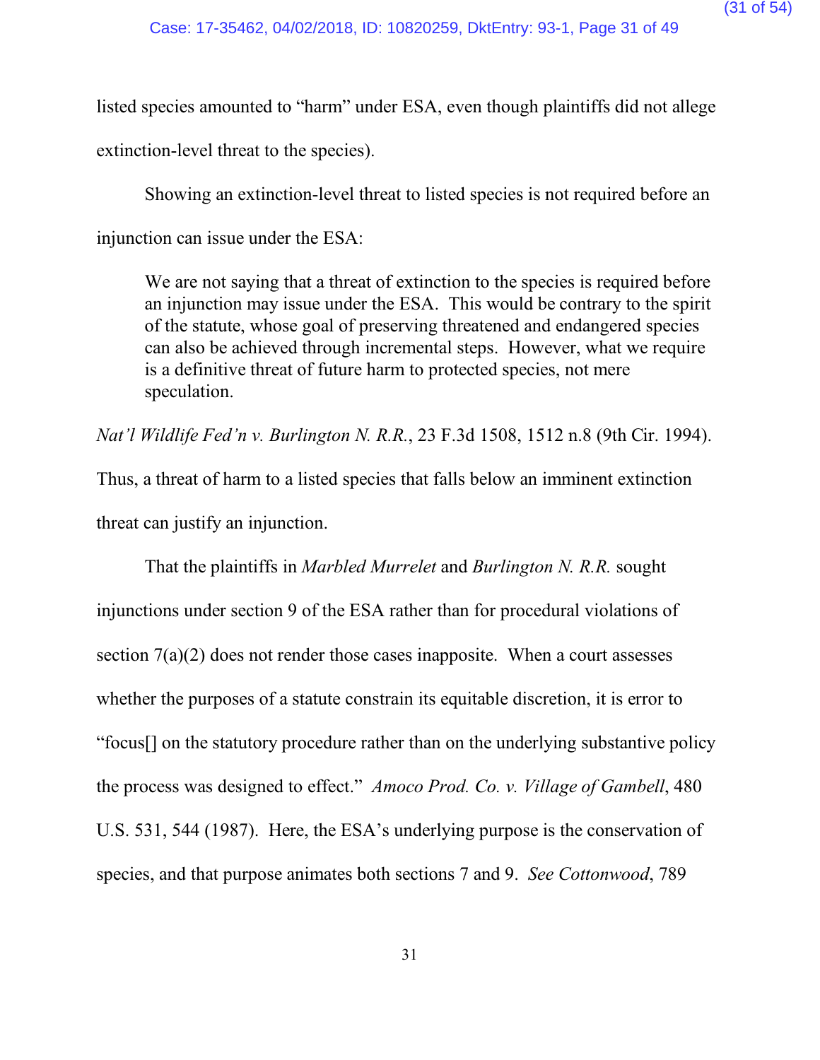listed species amounted to "harm" under ESA, even though plaintiffs did not allege extinction-level threat to the species).

Showing an extinction-level threat to listed species is not required before an injunction can issue under the ESA:

> We are not saying that a threat of extinction to the species is required before an injunction may issue under the ESA. This would be contrary to the spirit of the statute, whose goal of preserving threatened and endangered species can also be achieved through incremental steps. However, what we require is a definitive threat of future harm to protected species, not mere speculation.

*Nat'l Wildlife Fed'n v. Burlington N. R.R.*, 23 F.3d 1508, 1512 n.8 (9th Cir. 1994). Thus, a threat of harm to a listed species that falls below an imminent extinction threat can justify an injunction.

That the plaintiffs in *Marbled Murrelet* and *Burlington N. R.R.* sought injunctions under section 9 of the ESA rather than for procedural violations of section 7(a)(2) does not render those cases inapposite. When a court assesses whether the purposes of a statute constrain its equitable discretion, it is error to "focus[] on the statutory procedure rather than on the underlying substantive policy the process was designed to effect." *Amoco Prod. Co. v. Village of Gambell*, 480 U.S. 531, 544 (1987). Here, the ESA's underlying purpose is the conservation of species, and that purpose animates both sections 7 and 9. *See Cottonwood*, 789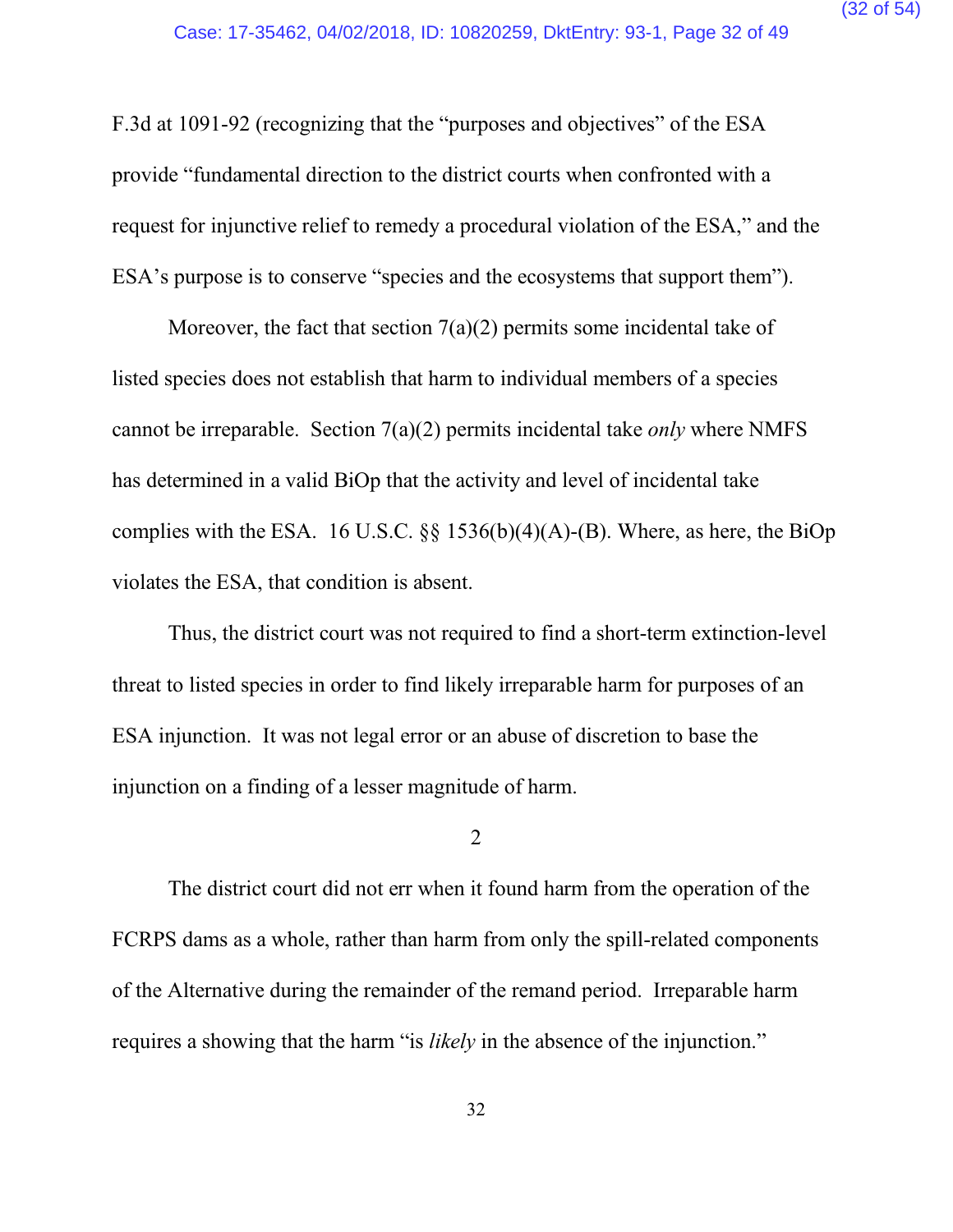F.3d at 1091-92 (recognizing that the "purposes and objectives" of the ESA provide "fundamental direction to the district courts when confronted with a request for injunctive relief to remedy a procedural violation of the ESA," and the ESA's purpose is to conserve "species and the ecosystems that support them").

Moreover, the fact that section 7(a)(2) permits some incidental take of listed species does not establish that harm to individual members of a species cannot be irreparable. Section 7(a)(2) permits incidental take *only* where NMFS has determined in a valid BiOp that the activity and level of incidental take complies with the ESA. 16 U.S.C. §§ 1536(b)(4)(A)-(B). Where, as here, the BiOp violates the ESA, that condition is absent.

Thus, the district court was not required to find a short-term extinction-level threat to listed species in order to find likely irreparable harm for purposes of an ESA injunction. It was not legal error or an abuse of discretion to base the injunction on a finding of a lesser magnitude of harm.

2

The district court did not err when it found harm from the operation of the FCRPS dams as a whole, rather than harm from only the spill-related components of the Alternative during the remainder of the remand period. Irreparable harm requires a showing that the harm "is *likely* in the absence of the injunction."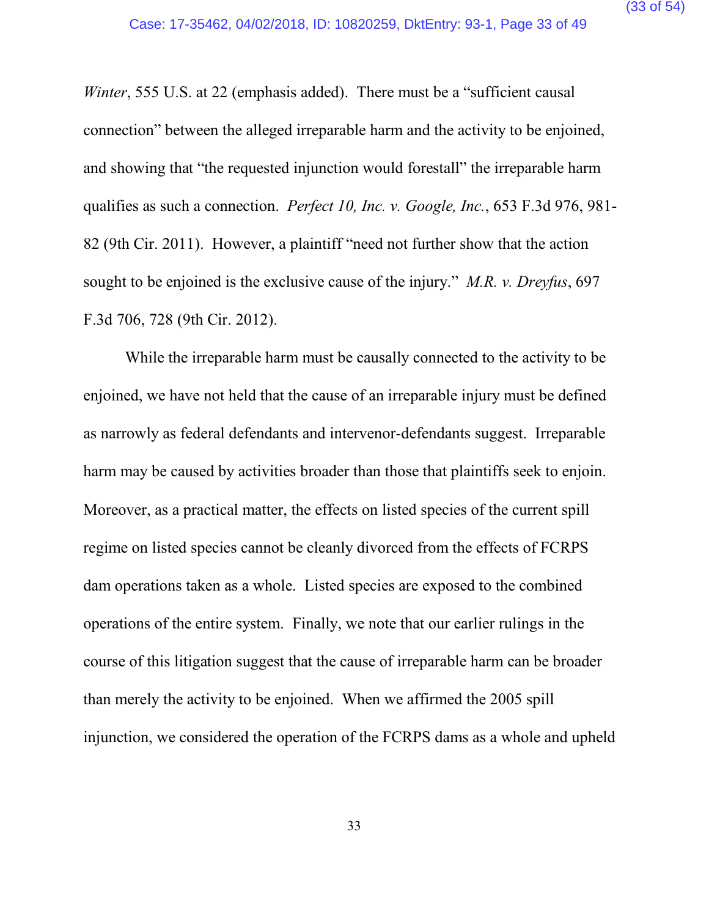*Winter*, 555 U.S. at 22 (emphasis added). There must be a "sufficient causal connection" between the alleged irreparable harm and the activity to be enjoined, and showing that "the requested injunction would forestall" the irreparable harm qualifies as such a connection. *Perfect 10, Inc. v. Google, Inc.*, 653 F.3d 976, 981-82 (9th Cir. 2011). However, a plaintiff "need not further show that the action sought to be enjoined is the exclusive cause of the injury." *M.R. v. Dreyfus*, 697 F.3d 706, 728 (9th Cir. 2012).

While the irreparable harm must be causally connected to the activity to be enjoined, we have not held that the cause of an irreparable injury must be defined as narrowly as federal defendants and intervenor-defendants suggest. Irreparable harm may be caused by activities broader than those that plaintiffs seek to enjoin. Moreover, as a practical matter, the effects on listed species of the current spill regime on listed species cannot be cleanly divorced from the effects of FCRPS dam operations taken as a whole. Listed species are exposed to the combined operations of the entire system. Finally, we note that our earlier rulings in the course of this litigation suggest that the cause of irreparable harm can be broader than merely the activity to be enjoined. When we affirmed the 2005 spill injunction, we considered the operation of the FCRPS dams as a whole and upheld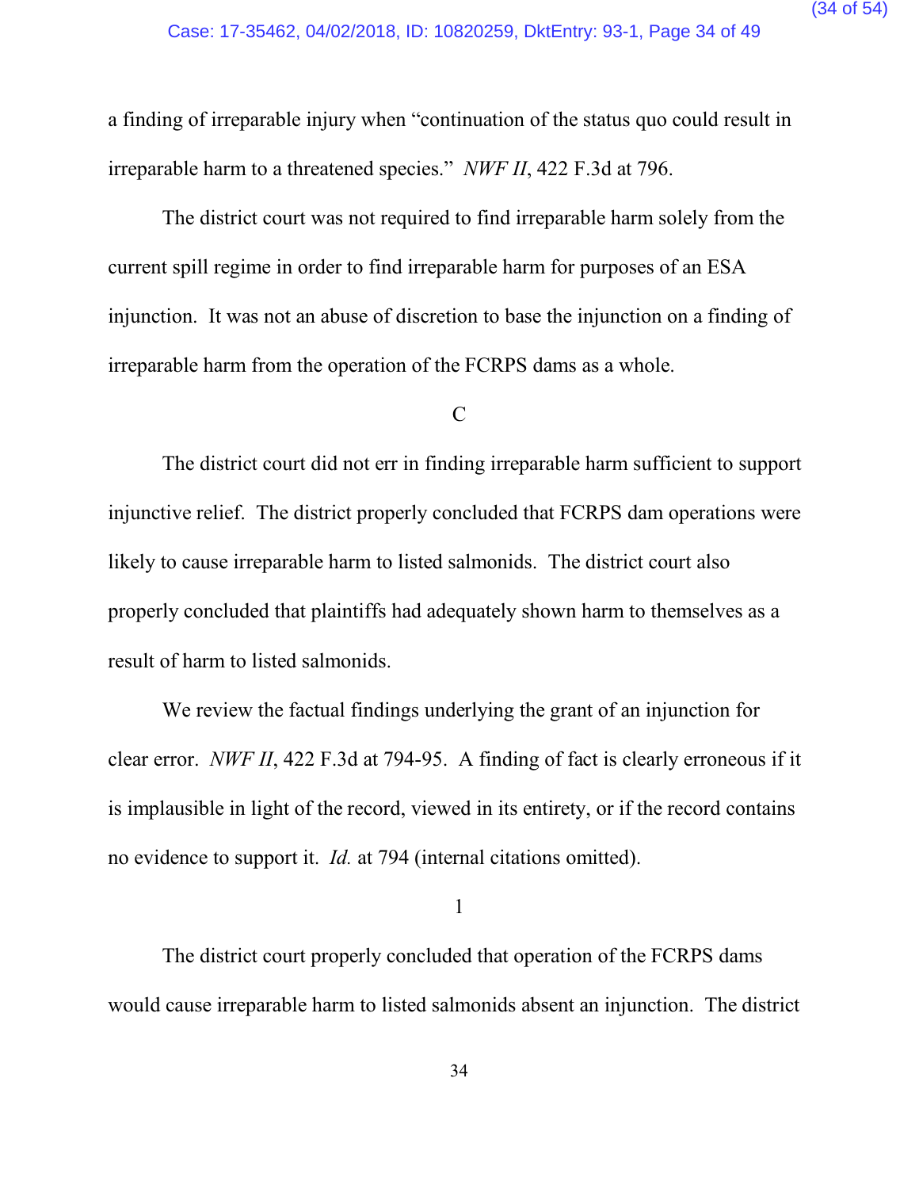a finding of irreparable injury when "continuation of the status quo could result in irreparable harm to a threatened species." *NWF II*, 422 F.3d at 796.

The district court was not required to find irreparable harm solely from the current spill regime in order to find irreparable harm for purposes of an ESA injunction. It was not an abuse of discretion to base the injunction on a finding of irreparable harm from the operation of the FCRPS dams as a whole.

C

The district court did not err in finding irreparable harm sufficient to support injunctive relief. The district properly concluded that FCRPS dam operations were likely to cause irreparable harm to listed salmonids. The district court also properly concluded that plaintiffs had adequately shown harm to themselves as a result of harm to listed salmonids.

We review the factual findings underlying the grant of an injunction for clear error. *NWF II*, 422 F.3d at 794-95. A finding of fact is clearly erroneous if it is implausible in light of the record, viewed in its entirety, or if the record contains no evidence to support it. *Id.* at 794 (internal citations omitted).

1

The district court properly concluded that operation of the FCRPS dams would cause irreparable harm to listed salmonids absent an injunction. The district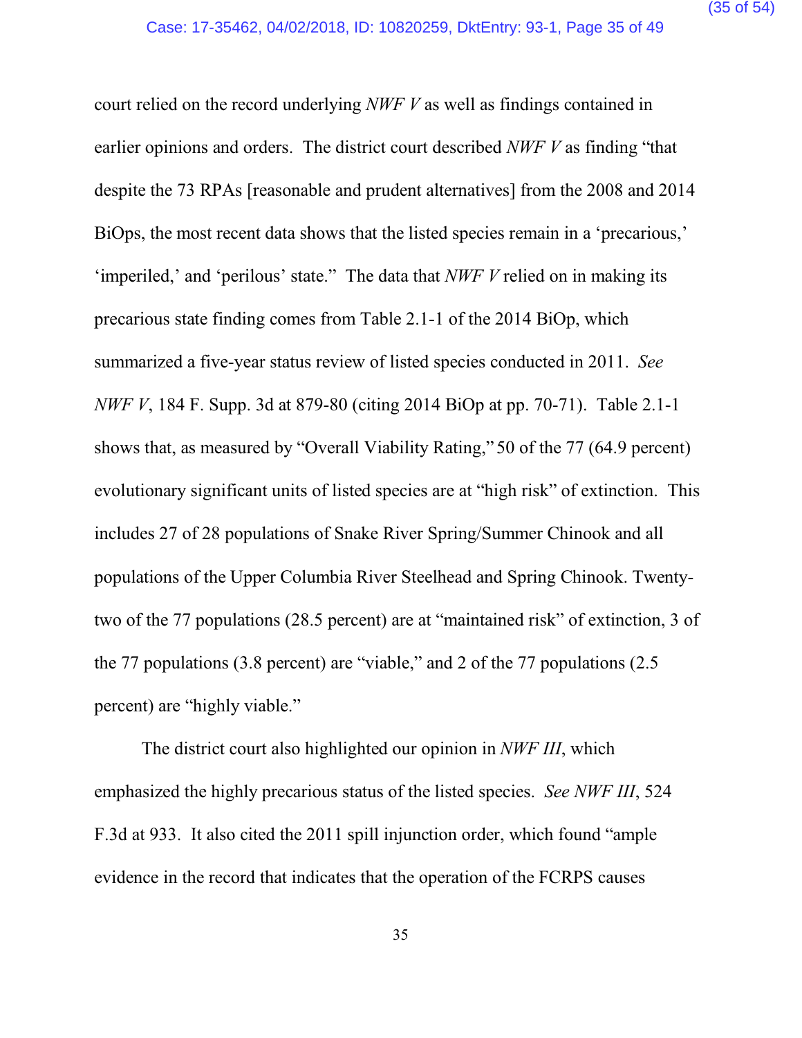court relied on the record underlying *NWF V* as well as findings contained in earlier opinions and orders. The district court described *NWF V* as finding "that despite the 73 RPAs [reasonable and prudent alternatives] from the 2008 and 2014 BiOps, the most recent data shows that the listed species remain in a 'precarious,' 'imperiled,' and 'perilous' state." The data that *NWF V* relied on in making its precarious state finding comes from Table 2.1-1 of the 2014 BiOp, which summarized a five-year status review of listed species conducted in 2011. *See NWF V*, 184 F. Supp. 3d at 879-80 (citing 2014 BiOp at pp. 70-71). Table 2.1-1 shows that, as measured by "Overall Viability Rating," 50 of the 77 (64.9 percent) evolutionary significant units of listed species are at "high risk" of extinction. This includes 27 of 28 populations of Snake River Spring/Summer Chinook and all populations of the Upper Columbia River Steelhead and Spring Chinook. Twenty-two of the 77 populations (28.5 percent) are at "maintained risk" of extinction, 3 of the 77 populations (3.8 percent) are "viable," and 2 of the 77 populations (2.5 percent) are "highly viable."

The district court also highlighted our opinion in *NWF III*, which emphasized the highly precarious status of the listed species. *See NWF III*, 524 F.3d at 933. It also cited the 2011 spill injunction order, which found "ample evidence in the record that indicates that the operation of the FCRPS causes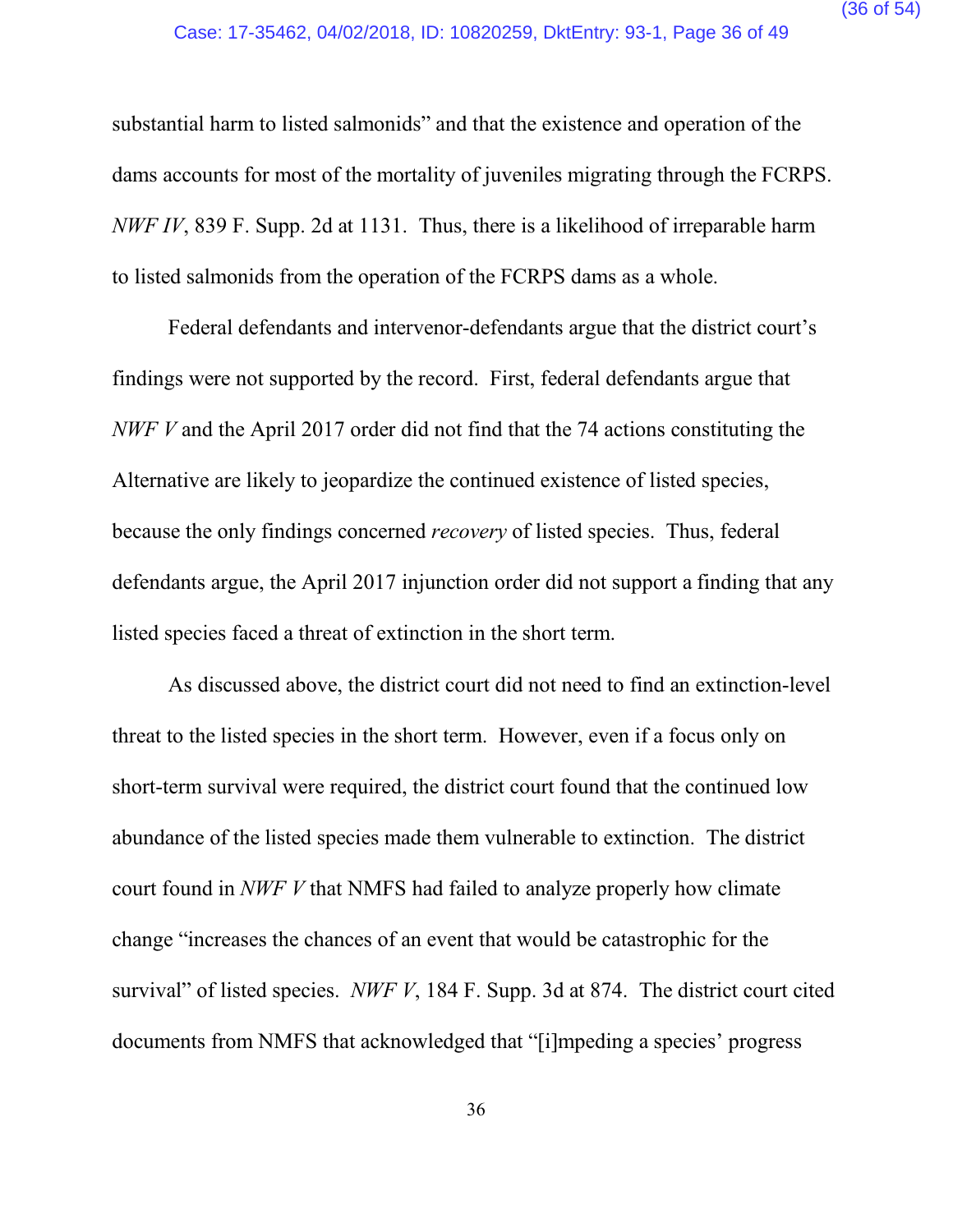substantial harm to listed salmonids" and that the existence and operation of the dams accounts for most of the mortality of juveniles migrating through the FCRPS. *NWF IV*, 839 F. Supp. 2d at 1131. Thus, there is a likelihood of irreparable harm to listed salmonids from the operation of the FCRPS dams as a whole.

Federal defendants and intervenor-defendants argue that the district court's findings were not supported by the record. First, federal defendants argue that *NWF V* and the April 2017 order did not find that the 74 actions constituting the Alternative are likely to jeopardize the continued existence of listed species, because the only findings concerned *recovery* of listed species. Thus, federal defendants argue, the April 2017 injunction order did not support a finding that any listed species faced a threat of extinction in the short term.

As discussed above, the district court did not need to find an extinction-level threat to the listed species in the short term. However, even if a focus only on short-term survival were required, the district court found that the continued low abundance of the listed species made them vulnerable to extinction. The district court found in *NWF V* that NMFS had failed to analyze properly how climate change "increases the chances of an event that would be catastrophic for the survival" of listed species. *NWF V*, 184 F. Supp. 3d at 874. The district court cited documents from NMFS that acknowledged that "[i]mpeding a species' progress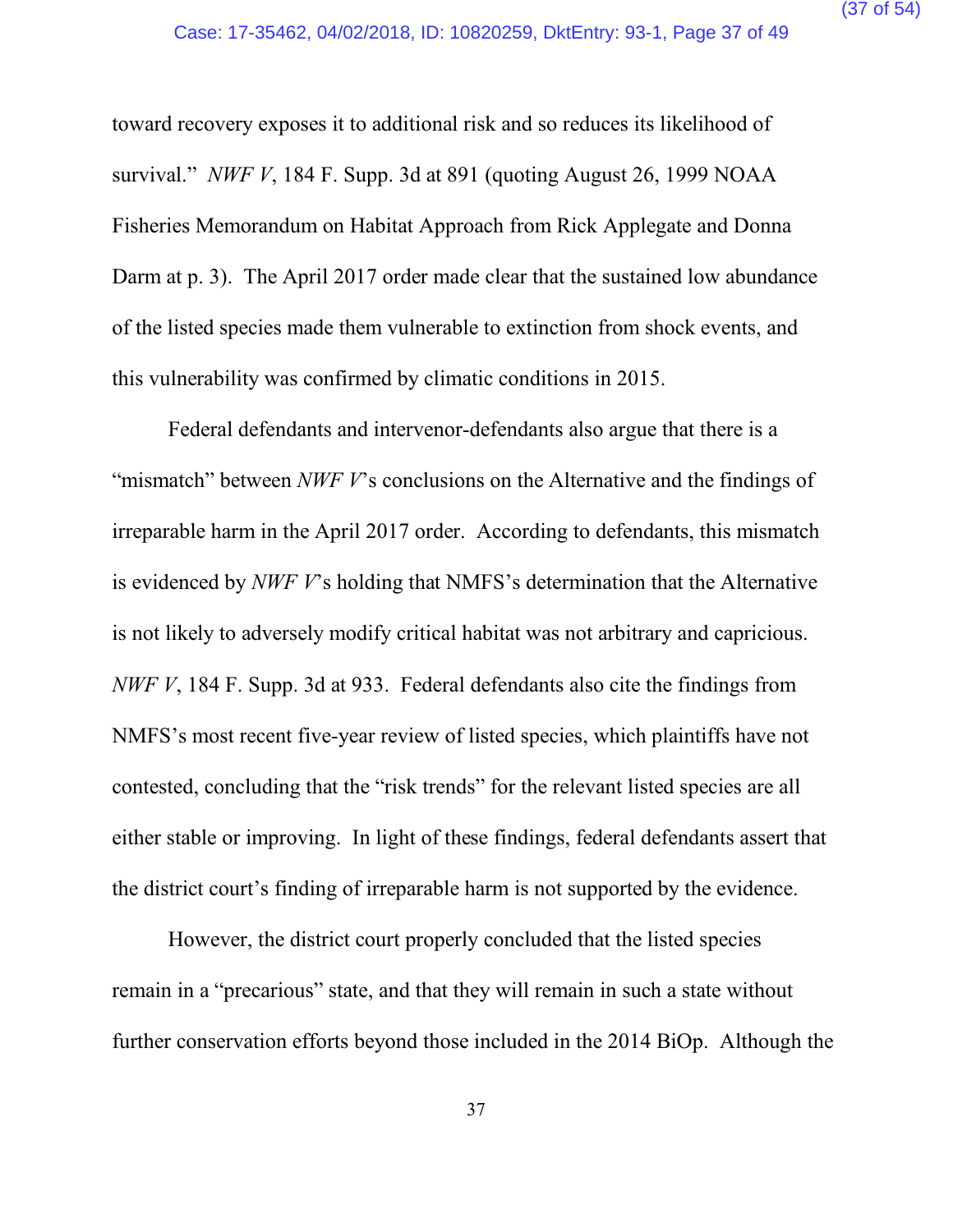toward recovery exposes it to additional risk and so reduces its likelihood of survival." *NWF V*, 184 F. Supp. 3d at 891 (quoting August 26, 1999 NOAA Fisheries Memorandum on Habitat Approach from Rick Applegate and Donna Darm at p. 3). The April 2017 order made clear that the sustained low abundance of the listed species made them vulnerable to extinction from shock events, and this vulnerability was confirmed by climatic conditions in 2015.

Federal defendants and intervenor-defendants also argue that there is a "mismatch" between *NWF V*'s conclusions on the Alternative and the findings of irreparable harm in the April 2017 order. According to defendants, this mismatch is evidenced by *NWF V*'s holding that NMFS's determination that the Alternative is not likely to adversely modify critical habitat was not arbitrary and capricious. *NWF V*, 184 F. Supp. 3d at 933. Federal defendants also cite the findings from NMFS's most recent five-year review of listed species, which plaintiffs have not contested, concluding that the "risk trends" for the relevant listed species are all either stable or improving. In light of these findings, federal defendants assert that the district court's finding of irreparable harm is not supported by the evidence.

However, the district court properly concluded that the listed species remain in a "precarious" state, and that they will remain in such a state without further conservation efforts beyond those included in the 2014 BiOp. Although the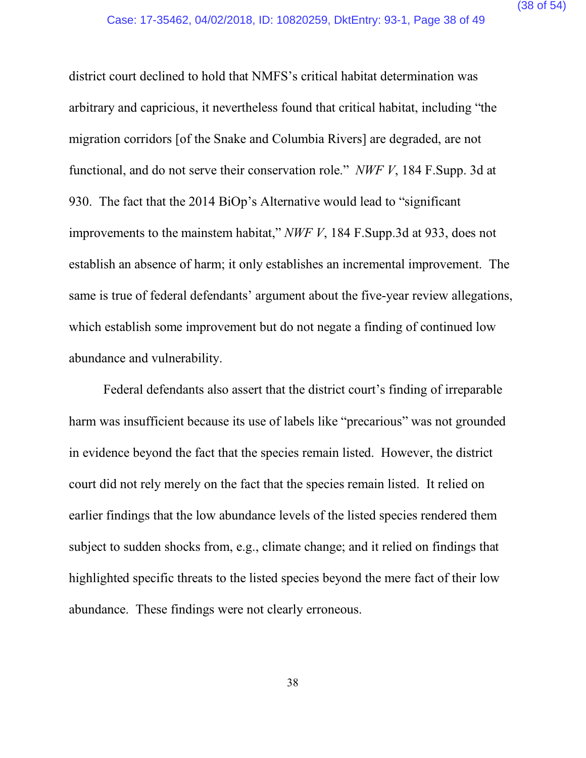district court declined to hold that NMFS's critical habitat determination was arbitrary and capricious, it nevertheless found that critical habitat, including "the migration corridors [of the Snake and Columbia Rivers] are degraded, are not functional, and do not serve their conservation role." *NWF V*, 184 F.Supp. 3d at 930. The fact that the 2014 BiOp's Alternative would lead to "significant improvements to the mainstem habitat," *NWF V*, 184 F.Supp.3d at 933, does not establish an absence of harm; it only establishes an incremental improvement. The same is true of federal defendants' argument about the five-year review allegations, which establish some improvement but do not negate a finding of continued low abundance and vulnerability.

Federal defendants also assert that the district court's finding of irreparable harm was insufficient because its use of labels like "precarious" was not grounded in evidence beyond the fact that the species remain listed. However, the district court did not rely merely on the fact that the species remain listed. It relied on earlier findings that the low abundance levels of the listed species rendered them subject to sudden shocks from, e.g., climate change; and it relied on findings that highlighted specific threats to the listed species beyond the mere fact of their low abundance. These findings were not clearly erroneous.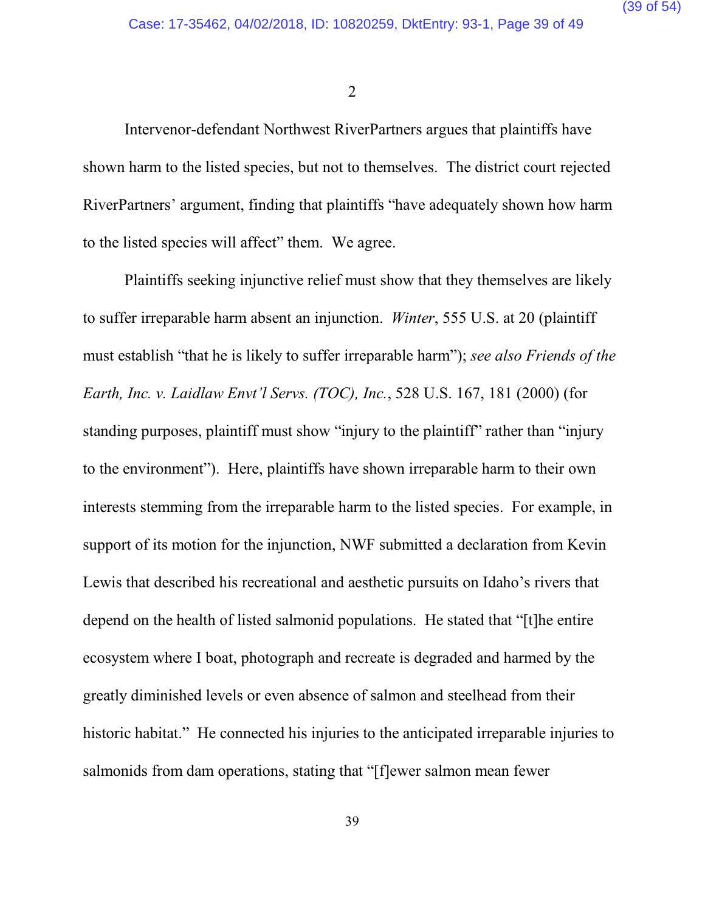2

Intervenor-defendant Northwest RiverPartners argues that plaintiffs have shown harm to the listed species, but not to themselves. The district court rejected RiverPartners' argument, finding that plaintiffs "have adequately shown how harm to the listed species will affect" them. We agree.

Plaintiffs seeking injunctive relief must show that they themselves are likely to suffer irreparable harm absent an injunction. *Winter*, 555 U.S. at 20 (plaintiff must establish "that he is likely to suffer irreparable harm"); *see also Friends of the Earth, Inc. v. Laidlaw Envt'l Servs. (TOC), Inc.*, 528 U.S. 167, 181 (2000) (for standing purposes, plaintiff must show "injury to the plaintiff" rather than "injury to the environment"). Here, plaintiffs have shown irreparable harm to their own interests stemming from the irreparable harm to the listed species. For example, in support of its motion for the injunction, NWF submitted a declaration from Kevin Lewis that described his recreational and aesthetic pursuits on Idaho's rivers that depend on the health of listed salmonid populations. He stated that "[t]he entire ecosystem where I boat, photograph and recreate is degraded and harmed by the greatly diminished levels or even absence of salmon and steelhead from their historic habitat." He connected his injuries to the anticipated irreparable injuries to salmonids from dam operations, stating that "[f]ewer salmon mean fewer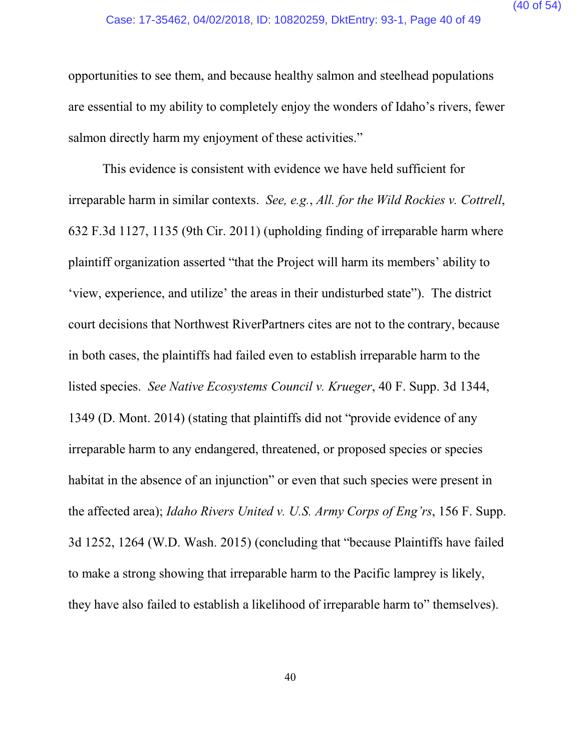opportunities to see them, and because healthy salmon and steelhead populations are essential to my ability to completely enjoy the wonders of Idaho's rivers, fewer salmon directly harm my enjoyment of these activities."

This evidence is consistent with evidence we have held sufficient for irreparable harm in similar contexts. *See, e.g.*, *All. for the Wild Rockies v. Cottrell*, 632 F.3d 1127, 1135 (9th Cir. 2011) (upholding finding of irreparable harm where plaintiff organization asserted "that the Project will harm its members' ability to 'view, experience, and utilize' the areas in their undisturbed state"). The district court decisions that Northwest RiverPartners cites are not to the contrary, because in both cases, the plaintiffs had failed even to establish irreparable harm to the listed species. *See Native Ecosystems Council v. Krueger*, 40 F. Supp. 3d 1344, 1349 (D. Mont. 2014) (stating that plaintiffs did not "provide evidence of any irreparable harm to any endangered, threatened, or proposed species or species habitat in the absence of an injunction" or even that such species were present in the affected area); *Idaho Rivers United v. U.S. Army Corps of Eng'rs*, 156 F. Supp. 3d 1252, 1264 (W.D. Wash. 2015) (concluding that "because Plaintiffs have failed to make a strong showing that irreparable harm to the Pacific lamprey is likely, they have also failed to establish a likelihood of irreparable harm to" themselves).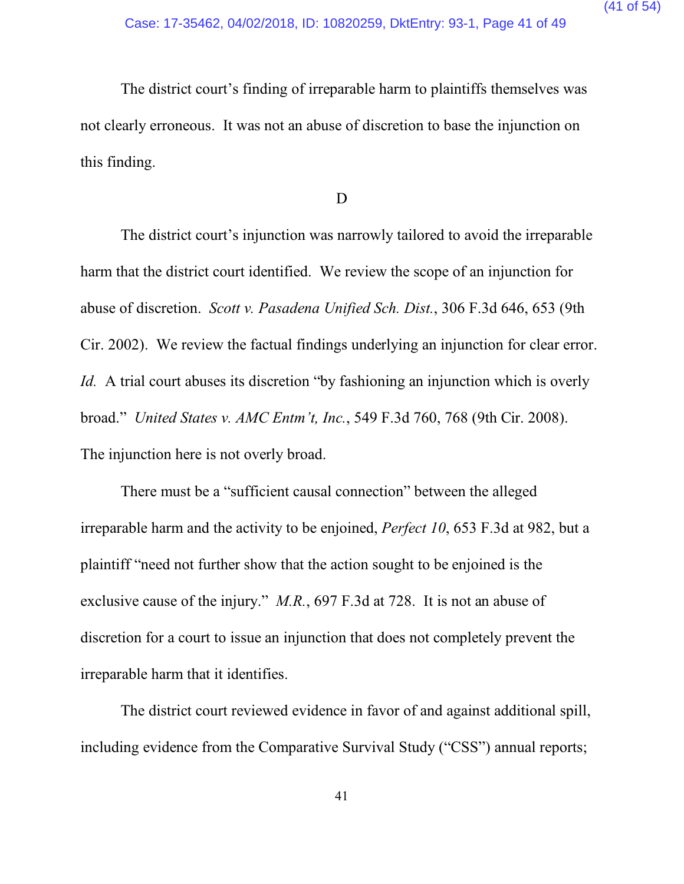The district court's finding of irreparable harm to plaintiffs themselves was not clearly erroneous. It was not an abuse of discretion to base the injunction on this finding.

D

The district court's injunction was narrowly tailored to avoid the irreparable harm that the district court identified. We review the scope of an injunction for abuse of discretion. *Scott v. Pasadena Unified Sch. Dist.*, 306 F.3d 646, 653 (9th Cir. 2002). We review the factual findings underlying an injunction for clear error. *Id.* A trial court abuses its discretion "by fashioning an injunction which is overly broad." *United States v. AMC Entm't, Inc.*, 549 F.3d 760, 768 (9th Cir. 2008). The injunction here is not overly broad.

There must be a "sufficient causal connection" between the alleged irreparable harm and the activity to be enjoined, *Perfect 10*, 653 F.3d at 982, but a plaintiff "need not further show that the action sought to be enjoined is the exclusive cause of the injury." *M.R.*, 697 F.3d at 728. It is not an abuse of discretion for a court to issue an injunction that does not completely prevent the irreparable harm that it identifies.

The district court reviewed evidence in favor of and against additional spill, including evidence from the Comparative Survival Study ("CSS") annual reports;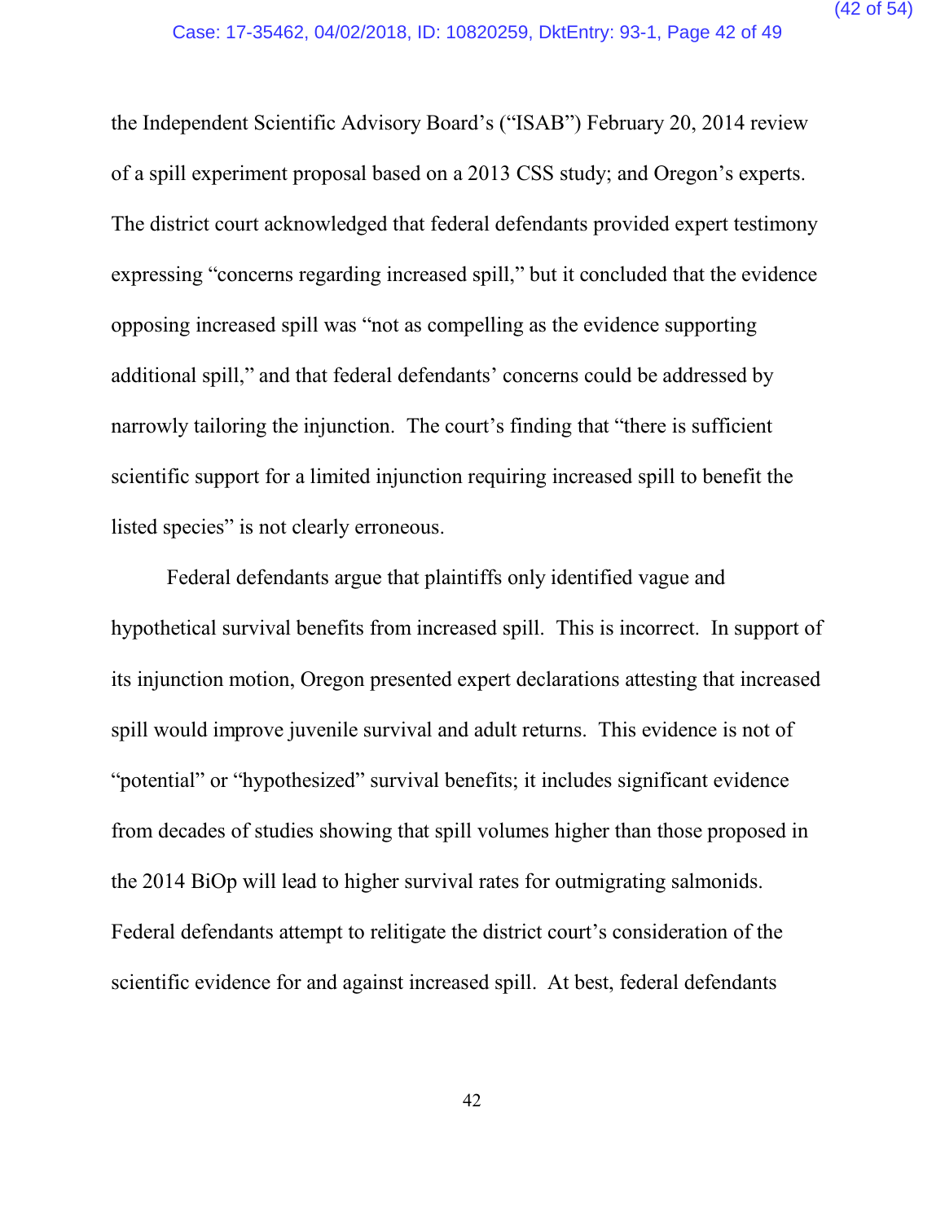the Independent Scientific Advisory Board's ("ISAB") February 20, 2014 review of a spill experiment proposal based on a 2013 CSS study; and Oregon's experts. The district court acknowledged that federal defendants provided expert testimony expressing "concerns regarding increased spill," but it concluded that the evidence opposing increased spill was "not as compelling as the evidence supporting additional spill," and that federal defendants' concerns could be addressed by narrowly tailoring the injunction. The court's finding that "there is sufficient scientific support for a limited injunction requiring increased spill to benefit the listed species" is not clearly erroneous.

Federal defendants argue that plaintiffs only identified vague and hypothetical survival benefits from increased spill. This is incorrect. In support of its injunction motion, Oregon presented expert declarations attesting that increased spill would improve juvenile survival and adult returns. This evidence is not of "potential" or "hypothesized" survival benefits; it includes significant evidence from decades of studies showing that spill volumes higher than those proposed in the 2014 BiOp will lead to higher survival rates for outmigrating salmonids. Federal defendants attempt to relitigate the district court's consideration of the scientific evidence for and against increased spill. At best, federal defendants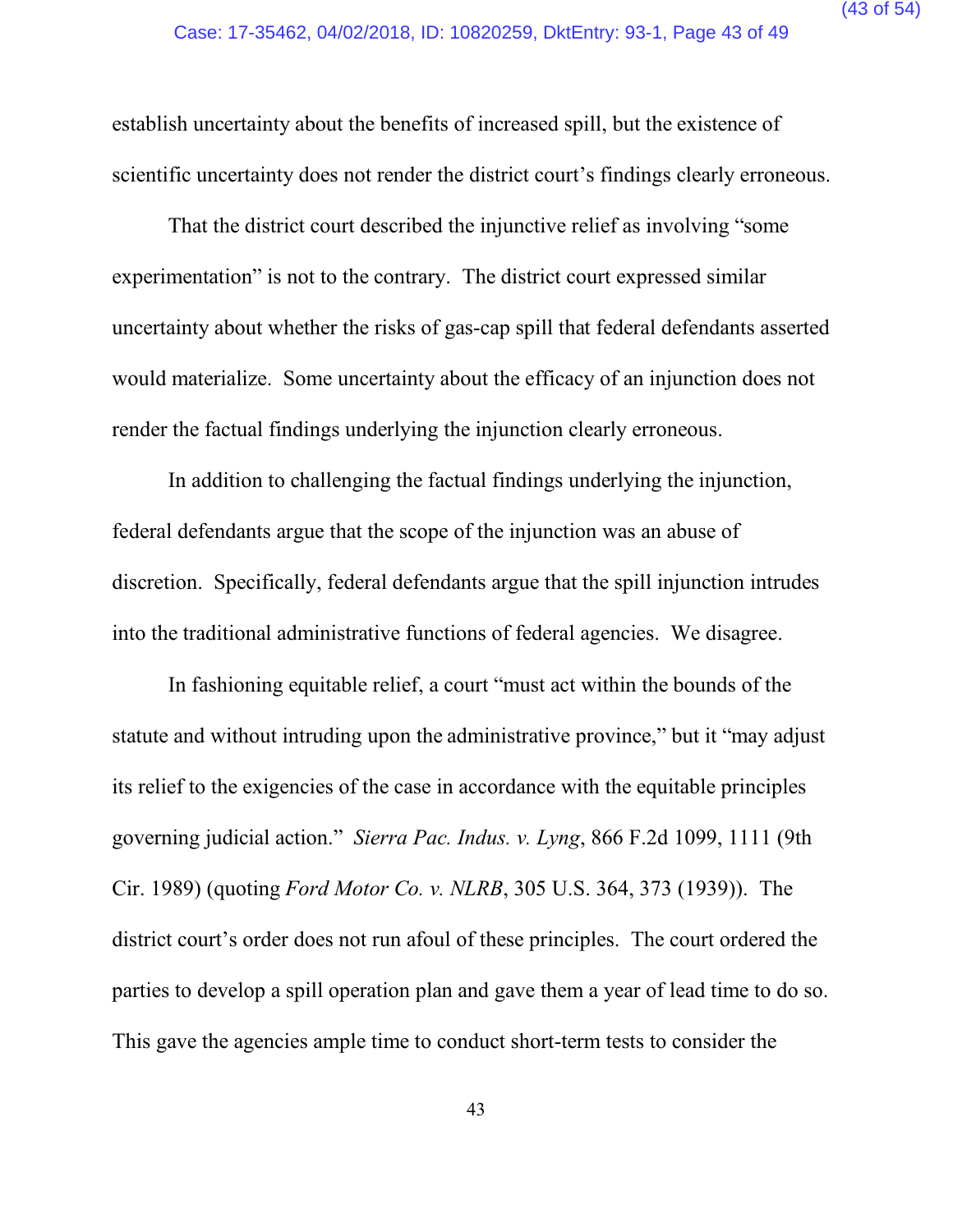establish uncertainty about the benefits of increased spill, but the existence of scientific uncertainty does not render the district court's findings clearly erroneous.

That the district court described the injunctive relief as involving "some experimentation" is not to the contrary. The district court expressed similar uncertainty about whether the risks of gas-cap spill that federal defendants asserted would materialize. Some uncertainty about the efficacy of an injunction does not render the factual findings underlying the injunction clearly erroneous.

In addition to challenging the factual findings underlying the injunction, federal defendants argue that the scope of the injunction was an abuse of discretion. Specifically, federal defendants argue that the spill injunction intrudes into the traditional administrative functions of federal agencies. We disagree.

In fashioning equitable relief, a court "must act within the bounds of the statute and without intruding upon the administrative province," but it "may adjust its relief to the exigencies of the case in accordance with the equitable principles governing judicial action." *Sierra Pac. Indus. v. Lyng*, 866 F.2d 1099, 1111 (9th Cir. 1989) (quoting *Ford Motor Co. v. NLRB*, 305 U.S. 364, 373 (1939)). The district court's order does not run afoul of these principles. The court ordered the parties to develop a spill operation plan and gave them a year of lead time to do so. This gave the agencies ample time to conduct short-term tests to consider the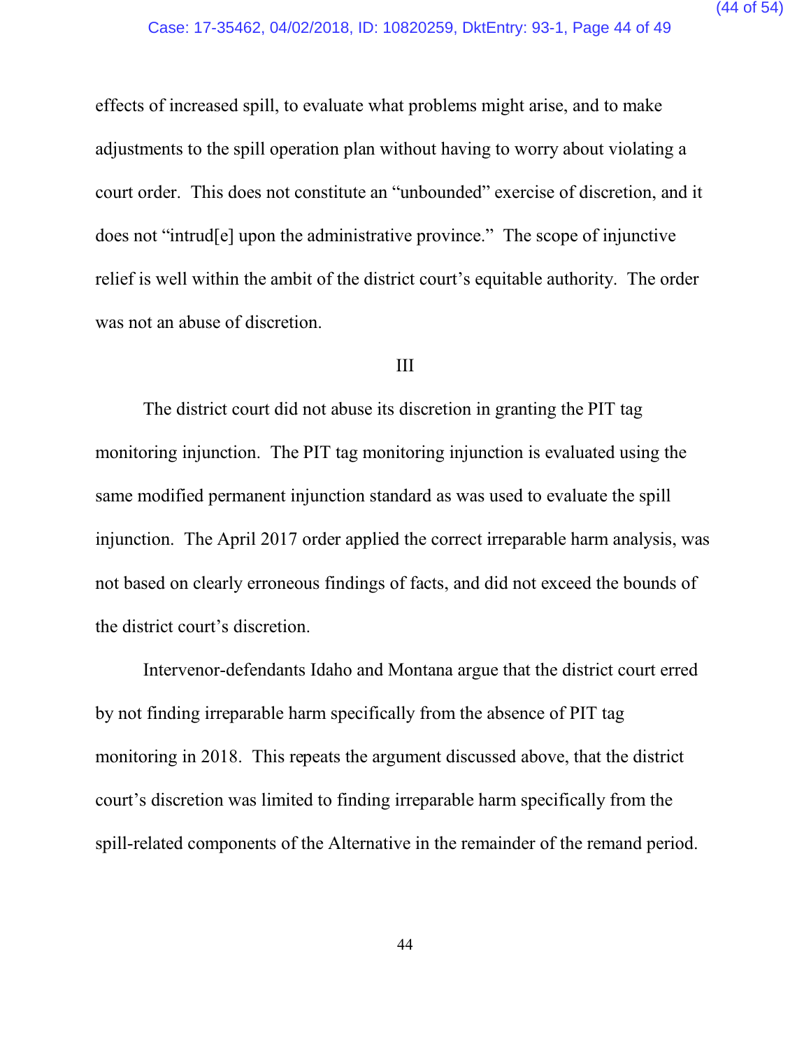effects of increased spill, to evaluate what problems might arise, and to make adjustments to the spill operation plan without having to worry about violating a court order. This does not constitute an "unbounded" exercise of discretion, and it does not "intrud[e] upon the administrative province." The scope of injunctive relief is well within the ambit of the district court's equitable authority. The order was not an abuse of discretion.

III

The district court did not abuse its discretion in granting the PIT tag monitoring injunction. The PIT tag monitoring injunction is evaluated using the same modified permanent injunction standard as was used to evaluate the spill injunction. The April 2017 order applied the correct irreparable harm analysis, was not based on clearly erroneous findings of facts, and did not exceed the bounds of the district court's discretion.

Intervenor-defendants Idaho and Montana argue that the district court erred by not finding irreparable harm specifically from the absence of PIT tag monitoring in 2018. This repeats the argument discussed above, that the district court's discretion was limited to finding irreparable harm specifically from the spill-related components of the Alternative in the remainder of the remand period.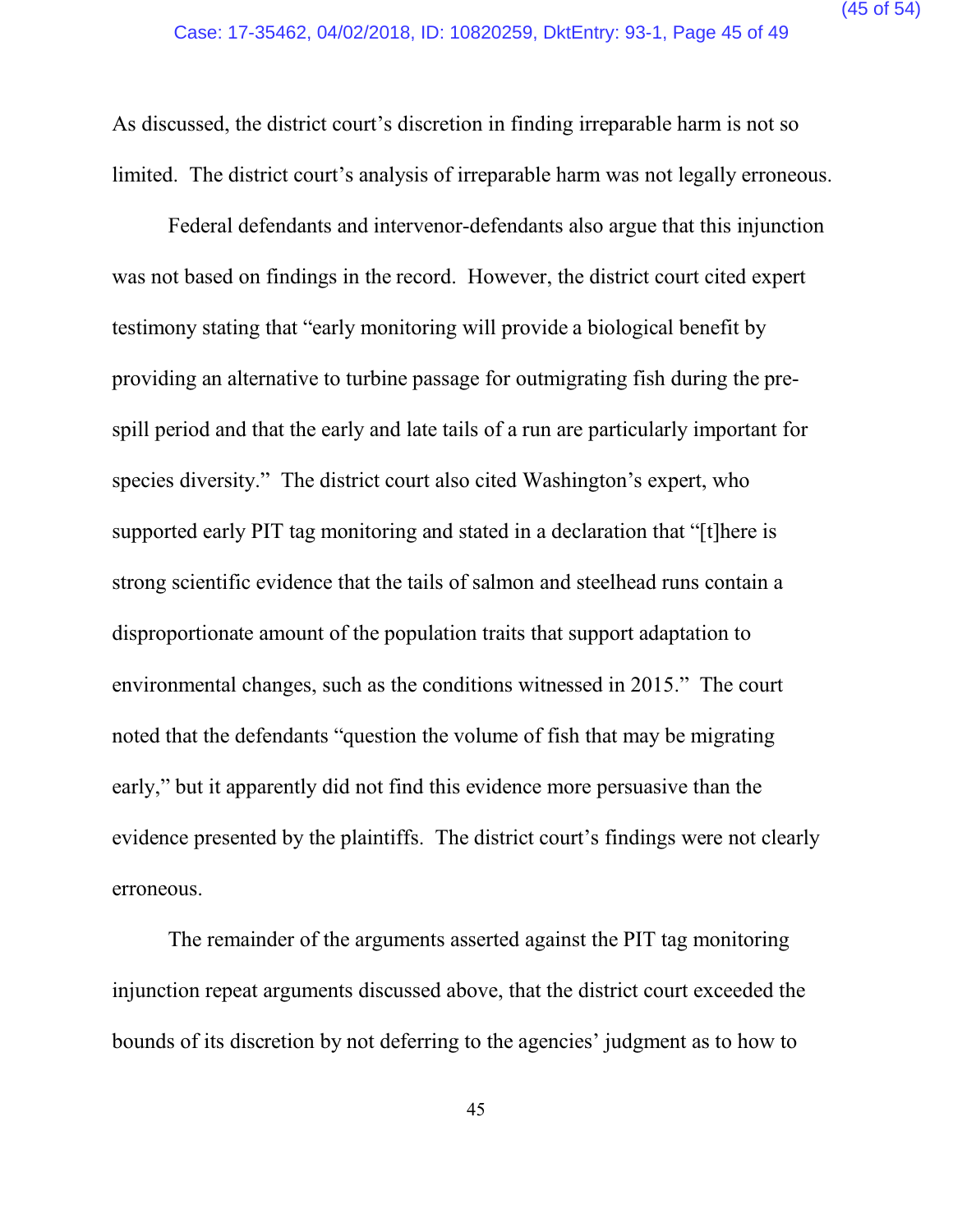As discussed, the district court's discretion in finding irreparable harm is not so limited. The district court's analysis of irreparable harm was not legally erroneous.

Federal defendants and intervenor-defendants also argue that this injunction was not based on findings in the record. However, the district court cited expert testimony stating that "early monitoring will provide a biological benefit by providing an alternative to turbine passage for outmigrating fish during the pre-spill period and that the early and late tails of a run are particularly important for species diversity." The district court also cited Washington's expert, who supported early PIT tag monitoring and stated in a declaration that "[t]here is strong scientific evidence that the tails of salmon and steelhead runs contain a disproportionate amount of the population traits that support adaptation to environmental changes, such as the conditions witnessed in 2015." The court noted that the defendants "question the volume of fish that may be migrating early," but it apparently did not find this evidence more persuasive than the evidence presented by the plaintiffs. The district court's findings were not clearly erroneous.

The remainder of the arguments asserted against the PIT tag monitoring injunction repeat arguments discussed above, that the district court exceeded the bounds of its discretion by not deferring to the agencies' judgment as to how to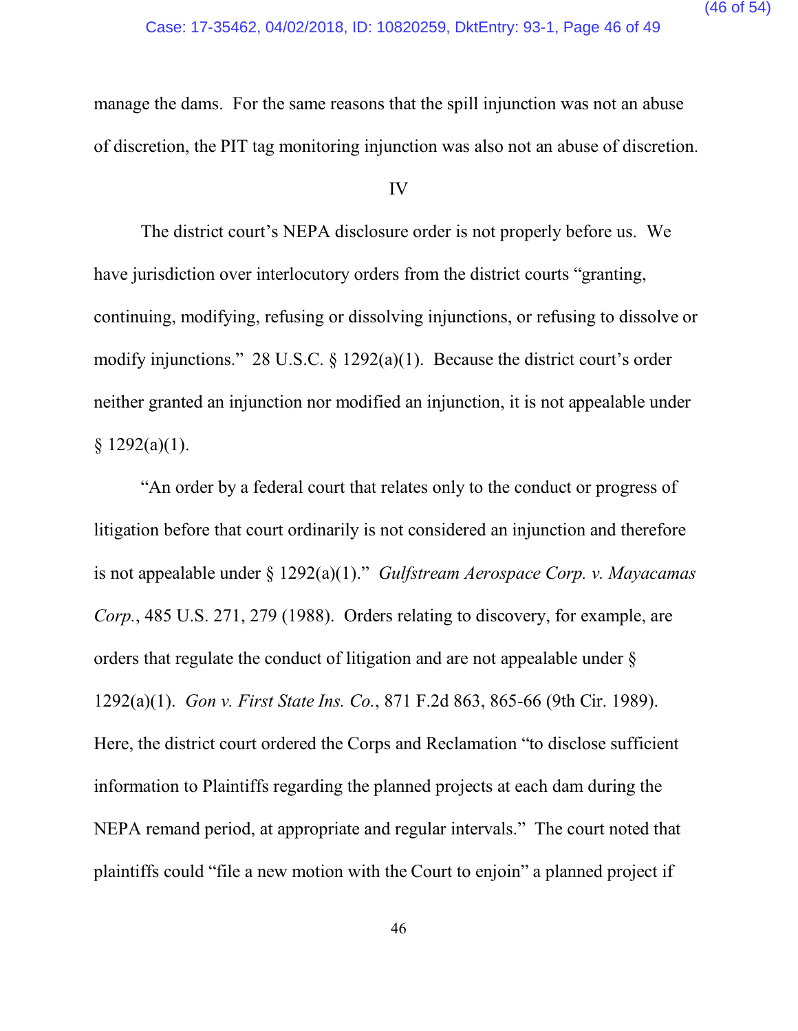manage the dams. For the same reasons that the spill injunction was not an abuse of discretion, the PIT tag monitoring injunction was also not an abuse of discretion.

## IV

The district court's NEPA disclosure order is not properly before us. We have jurisdiction over interlocutory orders from the district courts "granting, continuing, modifying, refusing or dissolving injunctions, or refusing to dissolve or modify injunctions." 28 U.S.C. § 1292(a)(1). Because the district court's order neither granted an injunction nor modified an injunction, it is not appealable under § 1292(a)(1).

"An order by a federal court that relates only to the conduct or progress of litigation before that court ordinarily is not considered an injunction and therefore is not appealable under § 1292(a)(1)." *Gulfstream Aerospace Corp. v. Mayacamas Corp.*, 485 U.S. 271, 279 (1988). Orders relating to discovery, for example, are orders that regulate the conduct of litigation and are not appealable under § 1292(a)(1). *Gon v. First State Ins. Co.*, 871 F.2d 863, 865-66 (9th Cir. 1989). Here, the district court ordered the Corps and Reclamation "to disclose sufficient information to Plaintiffs regarding the planned projects at each dam during the NEPA remand period, at appropriate and regular intervals." The court noted that plaintiffs could "file a new motion with the Court to enjoin" a planned project if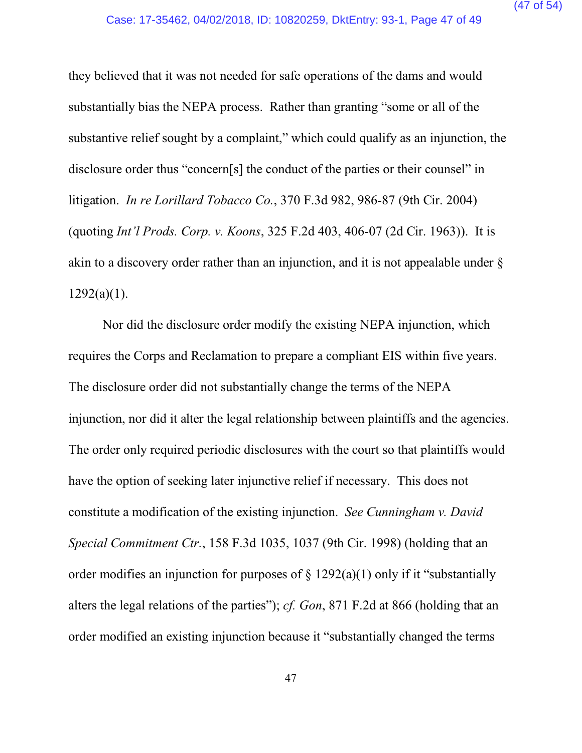they believed that it was not needed for safe operations of the dams and would substantially bias the NEPA process. Rather than granting "some or all of the substantive relief sought by a complaint," which could qualify as an injunction, the disclosure order thus "concern[s] the conduct of the parties or their counsel" in litigation. *In re Lorillard Tobacco Co.*, 370 F.3d 982, 986-87 (9th Cir. 2004) (quoting *Int'l Prods. Corp. v. Koons*, 325 F.2d 403, 406-07 (2d Cir. 1963)). It is akin to a discovery order rather than an injunction, and it is not appealable under § 1292(a)(1).

Nor did the disclosure order modify the existing NEPA injunction, which requires the Corps and Reclamation to prepare a compliant EIS within five years. The disclosure order did not substantially change the terms of the NEPA injunction, nor did it alter the legal relationship between plaintiffs and the agencies. The order only required periodic disclosures with the court so that plaintiffs would have the option of seeking later injunctive relief if necessary. This does not constitute a modification of the existing injunction. *See Cunningham v. David Special Commitment Ctr.*, 158 F.3d 1035, 1037 (9th Cir. 1998) (holding that an order modifies an injunction for purposes of § 1292(a)(1) only if it "substantially alters the legal relations of the parties"); *cf. Gon*, 871 F.2d at 866 (holding that an order modified an existing injunction because it "substantially changed the terms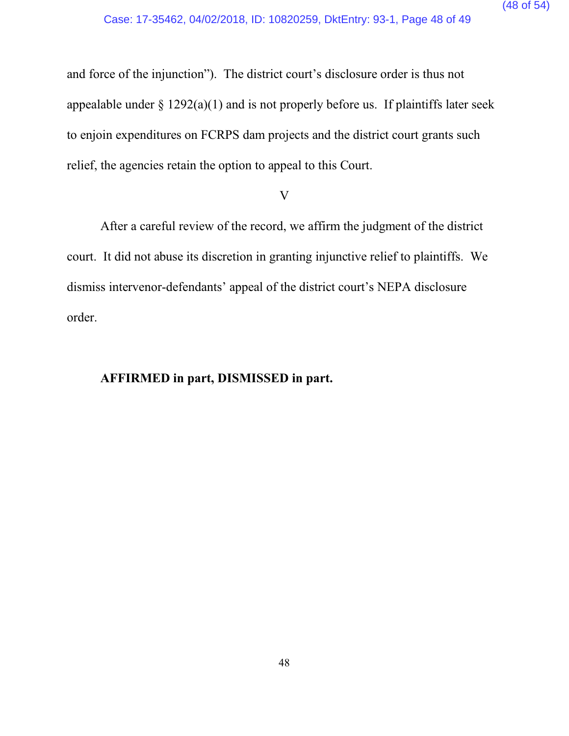and force of the injunction"). The district court's disclosure order is thus not appealable under § 1292(a)(1) and is not properly before us. If plaintiffs later seek to enjoin expenditures on FCRPS dam projects and the district court grants such relief, the agencies retain the option to appeal to this Court.

## V

After a careful review of the record, we affirm the judgment of the district court. It did not abuse its discretion in granting injunctive relief to plaintiffs. We dismiss intervenor-defendants' appeal of the district court's NEPA disclosure order.

**AFFIRMED in part, DISMISSED in part.**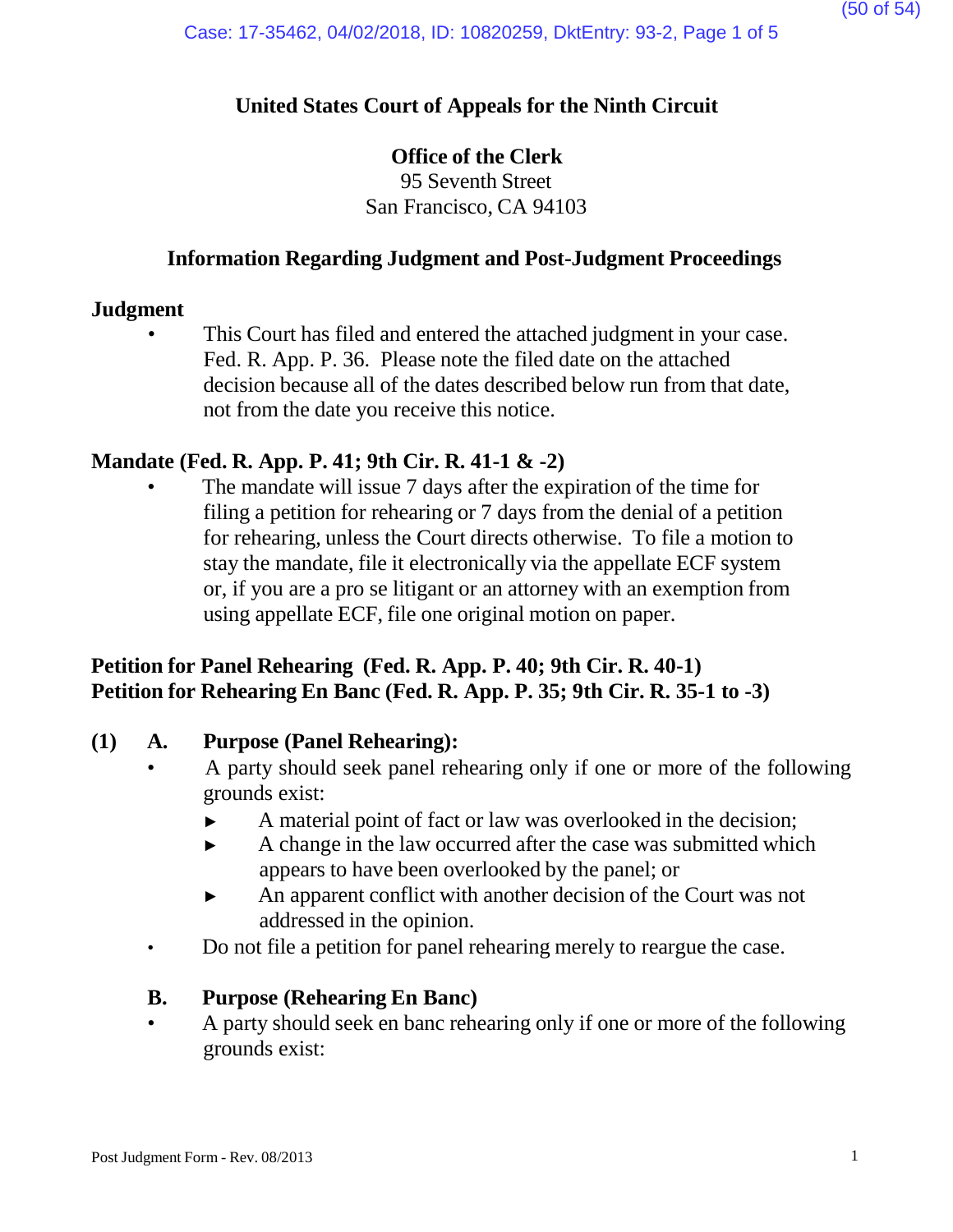# United States Court of Appeals for the Ninth Circuit

## Office of the Clerk

95 Seventh Street
San Francisco, CA 94103

## Information Regarding Judgment and Post-Judgment Proceedings

### Judgment

- This Court has filed and entered the attached judgment in your case. Fed. R. App. P. 36. Please note the filed date on the attached decision because all of the dates described below run from that date, not from the date you receive this notice.

### Mandate (Fed. R. App. P. 41; 9th Cir. R. 41-1 & -2)

- The mandate will issue 7 days after the expiration of the time for filing a petition for rehearing or 7 days from the denial of a petition for rehearing, unless the Court directs otherwise. To file a motion to stay the mandate, file it electronically via the appellate ECF system or, if you are a pro se litigant or an attorney with an exemption from using appellate ECF, file one original motion on paper.

### Petition for Panel Rehearing (Fed. R. App. P. 40; 9th Cir. R. 40-1)
### Petition for Rehearing En Banc (Fed. R. App. P. 35; 9th Cir. R. 35-1 to -3)

**(1) A. Purpose (Panel Rehearing):**

- A party should seek panel rehearing only if one or more of the following grounds exist:
  - ► A material point of fact or law was overlooked in the decision;
  - ► A change in the law occurred after the case was submitted which appears to have been overlooked by the panel; or
  - ► An apparent conflict with another decision of the Court was not addressed in the opinion.
- Do not file a petition for panel rehearing merely to reargue the case.

**B. Purpose (Rehearing En Banc)**

- A party should seek en banc rehearing only if one or more of the following grounds exist: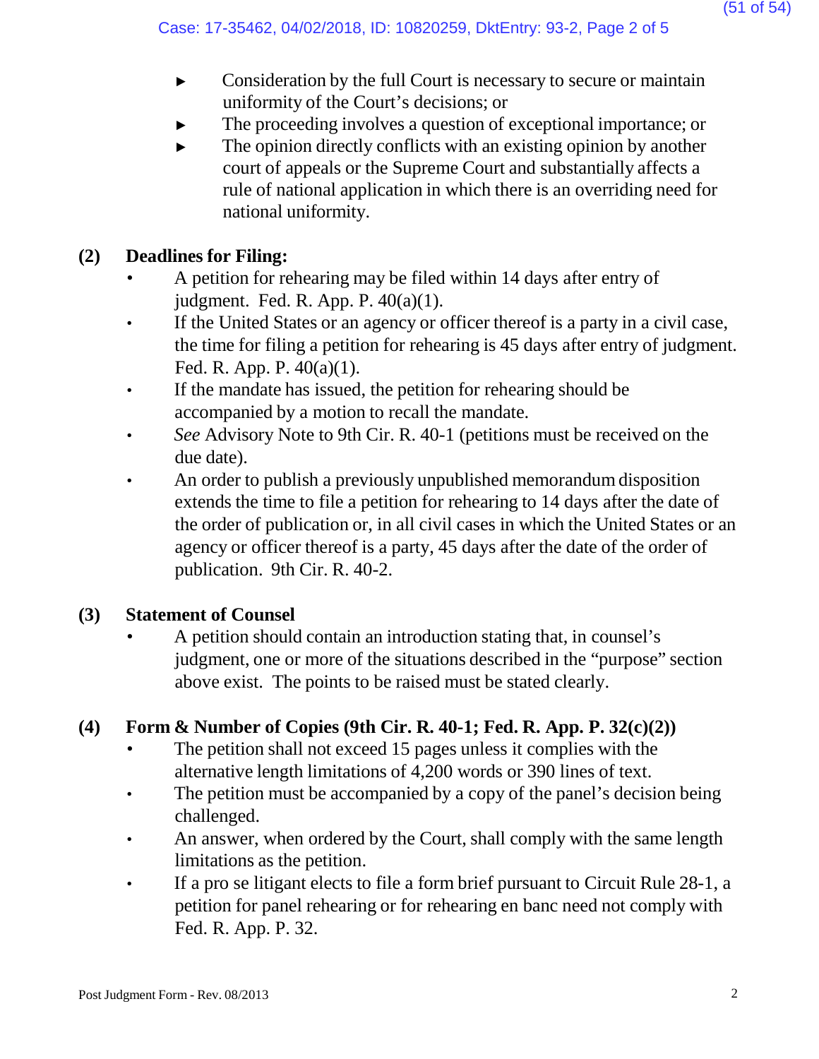- Consideration by the full Court is necessary to secure or maintain uniformity of the Court's decisions; or
- The proceeding involves a question of exceptional importance; or
- The opinion directly conflicts with an existing opinion by another court of appeals or the Supreme Court and substantially affects a rule of national application in which there is an overriding need for national uniformity.

**(2) Deadlines for Filing:**

- A petition for rehearing may be filed within 14 days after entry of judgment. Fed. R. App. P. 40(a)(1).
- If the United States or an agency or officer thereof is a party in a civil case, the time for filing a petition for rehearing is 45 days after entry of judgment. Fed. R. App. P. 40(a)(1).
- If the mandate has issued, the petition for rehearing should be accompanied by a motion to recall the mandate.
- *See* Advisory Note to 9th Cir. R. 40-1 (petitions must be received on the due date).
- An order to publish a previously unpublished memorandum disposition extends the time to file a petition for rehearing to 14 days after the date of the order of publication or, in all civil cases in which the United States or an agency or officer thereof is a party, 45 days after the date of the order of publication. 9th Cir. R. 40-2.

**(3) Statement of Counsel**

- A petition should contain an introduction stating that, in counsel's judgment, one or more of the situations described in the "purpose" section above exist. The points to be raised must be stated clearly.

**(4) Form & Number of Copies (9th Cir. R. 40-1; Fed. R. App. P. 32(c)(2))**

- The petition shall not exceed 15 pages unless it complies with the alternative length limitations of 4,200 words or 390 lines of text.
- The petition must be accompanied by a copy of the panel's decision being challenged.
- An answer, when ordered by the Court, shall comply with the same length limitations as the petition.
- If a pro se litigant elects to file a form brief pursuant to Circuit Rule 28-1, a petition for panel rehearing or for rehearing en banc need not comply with Fed. R. App. P. 32.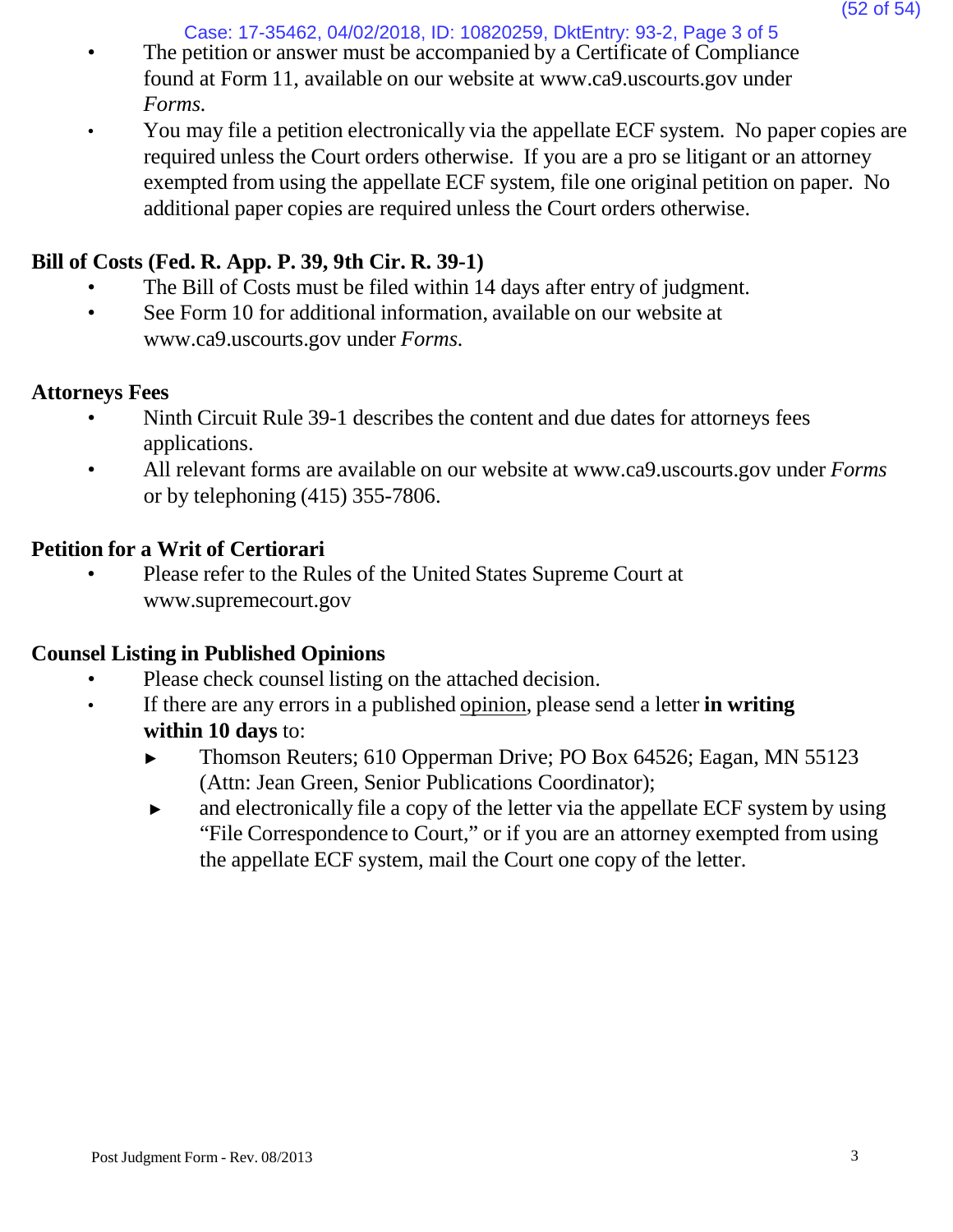- The petition or answer must be accompanied by a Certificate of Compliance found at Form 11, available on our website at www.ca9.uscourts.gov under *Forms.*
- You may file a petition electronically via the appellate ECF system. No paper copies are required unless the Court orders otherwise. If you are a pro se litigant or an attorney exempted from using the appellate ECF system, file one original petition on paper. No additional paper copies are required unless the Court orders otherwise.

**Bill of Costs (Fed. R. App. P. 39, 9th Cir. R. 39-1)**

- The Bill of Costs must be filed within 14 days after entry of judgment.
- See Form 10 for additional information, available on our website at www.ca9.uscourts.gov under *Forms.*

**Attorneys Fees**

- Ninth Circuit Rule 39-1 describes the content and due dates for attorneys fees applications.
- All relevant forms are available on our website at www.ca9.uscourts.gov under *Forms* or by telephoning (415) 355-7806.

**Petition for a Writ of Certiorari**

- Please refer to the Rules of the United States Supreme Court at www.supremecourt.gov

**Counsel Listing in Published Opinions**

- Please check counsel listing on the attached decision.
- If there are any errors in a published opinion, please send a letter **in writing within 10 days** to:
  - ► Thomson Reuters; 610 Opperman Drive; PO Box 64526; Eagan, MN 55123 (Attn: Jean Green, Senior Publications Coordinator);
  - ► and electronically file a copy of the letter via the appellate ECF system by using "File Correspondence to Court," or if you are an attorney exempted from using the appellate ECF system, mail the Court one copy of the letter.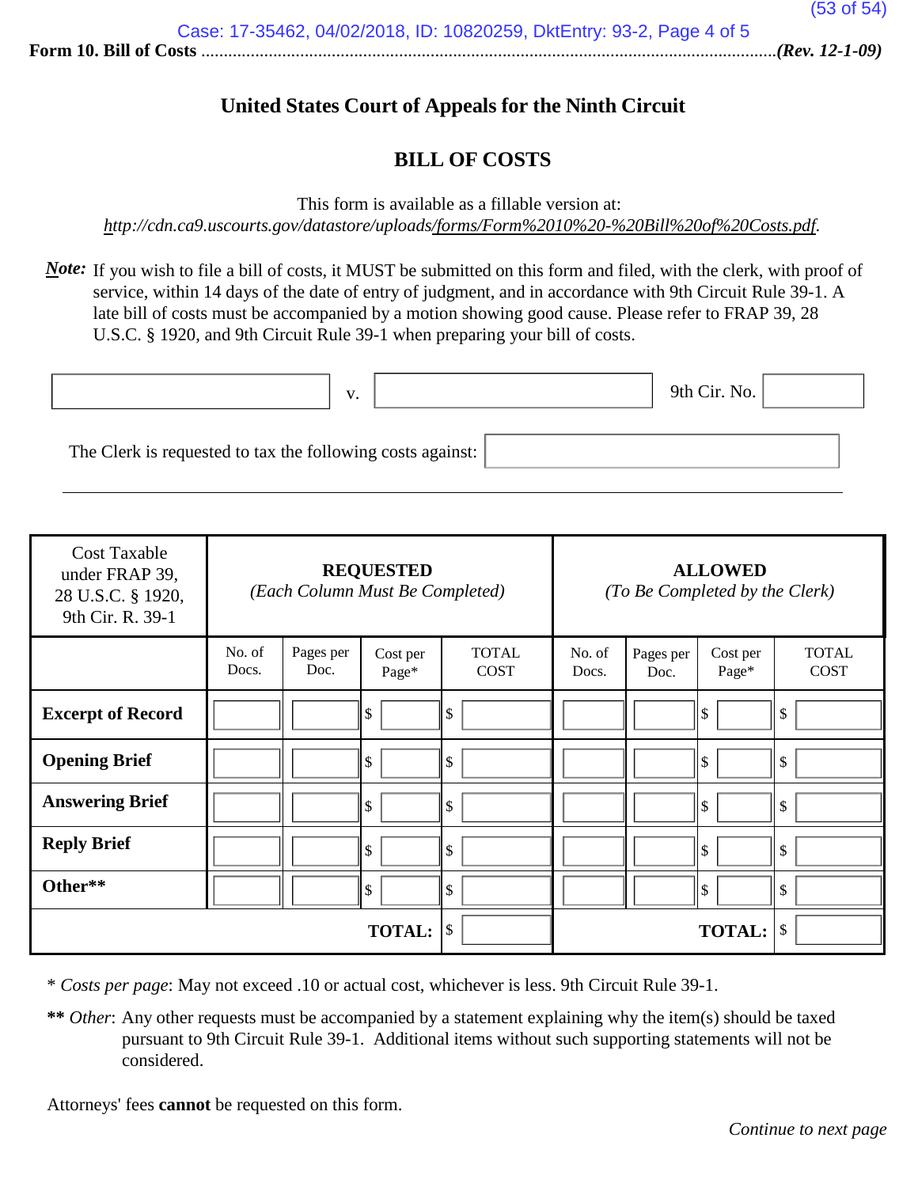Form 10. Bill of Costs ................................................................................................................................(Rev. 12-1-09)

## United States Court of Appeals for the Ninth Circuit

## BILL OF COSTS

This form is available as a fillable version at:
*http://cdn.ca9.uscourts.gov/datastore/uploads/forms/Form%2010%20-%20Bill%20of%20Costs.pdf.*

***Note:*** If you wish to file a bill of costs, it MUST be submitted on this form and filed, with the clerk, with proof of service, within 14 days of the date of entry of judgment, and in accordance with 9th Circuit Rule 39-1. A late bill of costs must be accompanied by a motion showing good cause. Please refer to FRAP 39, 28 U.S.C. § 1920, and 9th Circuit Rule 39-1 when preparing your bill of costs.

\_\_\_\_\_\_\_\_\_\_\_\_\_\_\_\_ v. \_\_\_\_\_\_\_\_\_\_\_\_\_\_\_\_ 9th Cir. No. \_\_\_\_\_\_\_\_

The Clerk is requested to tax the following costs against: \_\_\_\_\_\_\_\_\_\_\_\_\_\_\_\_

| Cost Taxable under FRAP 39, 28 U.S.C. § 1920, 9th Cir. R. 39-1 | **REQUESTED** *(Each Column Must Be Completed)* | | | | **ALLOWED** *(To Be Completed by the Clerk)* | | | |
|---|---|---|---|---|---|---|---|---|
| | No. of Docs. | Pages per Doc. | Cost per Page* | TOTAL COST | No. of Docs. | Pages per Doc. | Cost per Page* | TOTAL COST |
| **Excerpt of Record** | | | $ | $ | | | $ | $ |
| **Opening Brief** | | | $ | $ | | | $ | $ |
| **Answering Brief** | | | $ | $ | | | $ | $ |
| **Reply Brief** | | | $ | $ | | | $ | $ |
| **Other**** | | | $ | $ | | | $ | $ |
| | | | **TOTAL:** | $ | | | **TOTAL:** | $ |

\* *Costs per page*: May not exceed .10 or actual cost, whichever is less. 9th Circuit Rule 39-1.

**\*\*** *Other*: Any other requests must be accompanied by a statement explaining why the item(s) should be taxed pursuant to 9th Circuit Rule 39-1. Additional items without such supporting statements will not be considered.

Attorneys' fees **cannot** be requested on this form.

*Continue to next page*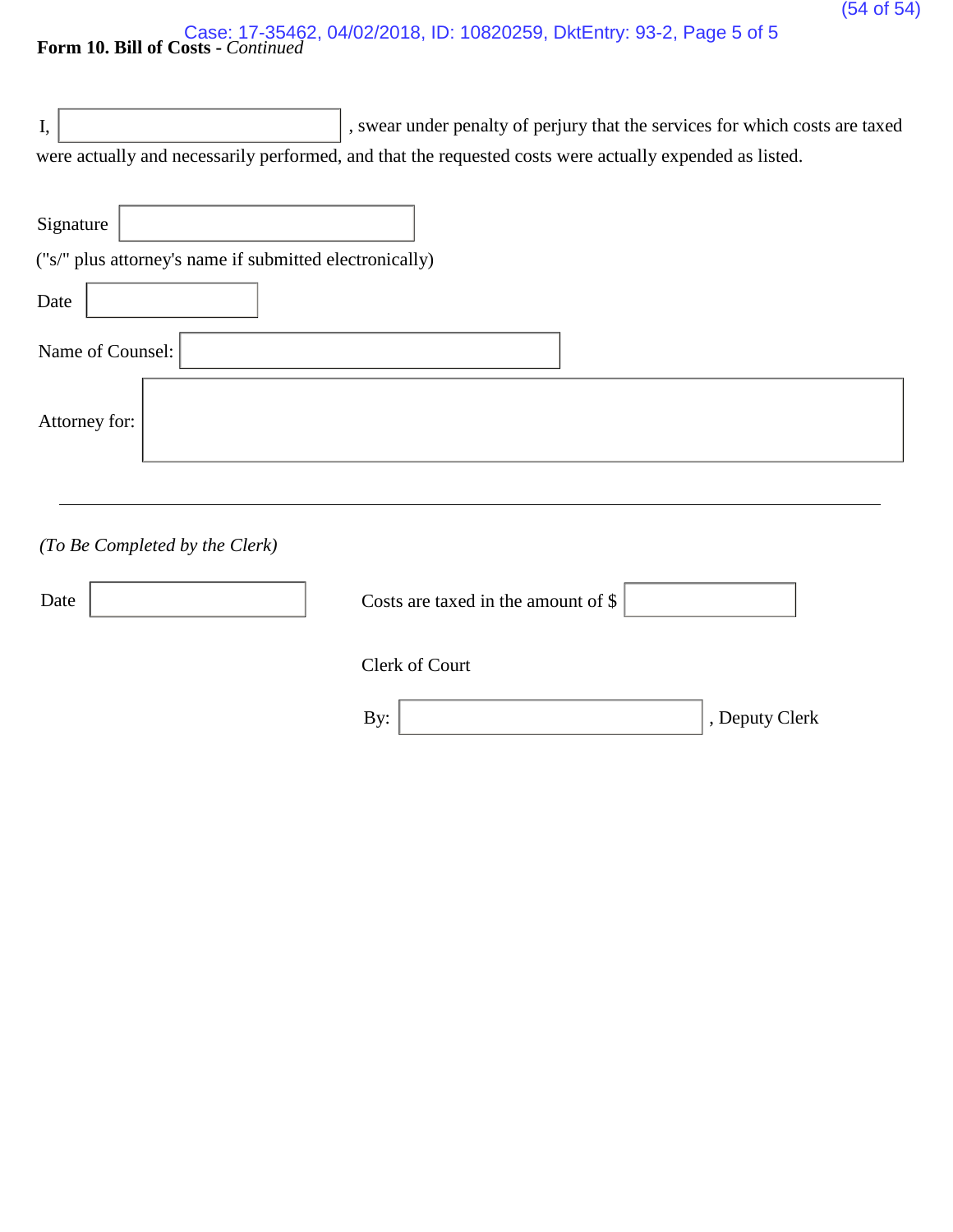**Form 10. Bill of Costs** - *Continued*

I, ____________________, swear under penalty of perjury that the services for which costs are taxed were actually and necessarily performed, and that the requested costs were actually expended as listed.

Signature ____________________

("s/" plus attorney's name if submitted electronically)

Date ____________________

Name of Counsel: ____________________

Attorney for: ____________________

---

*(To Be Completed by the Clerk)*

Date ____________________

Costs are taxed in the amount of $ ____________________

Clerk of Court

By: ____________________, Deputy Clerk